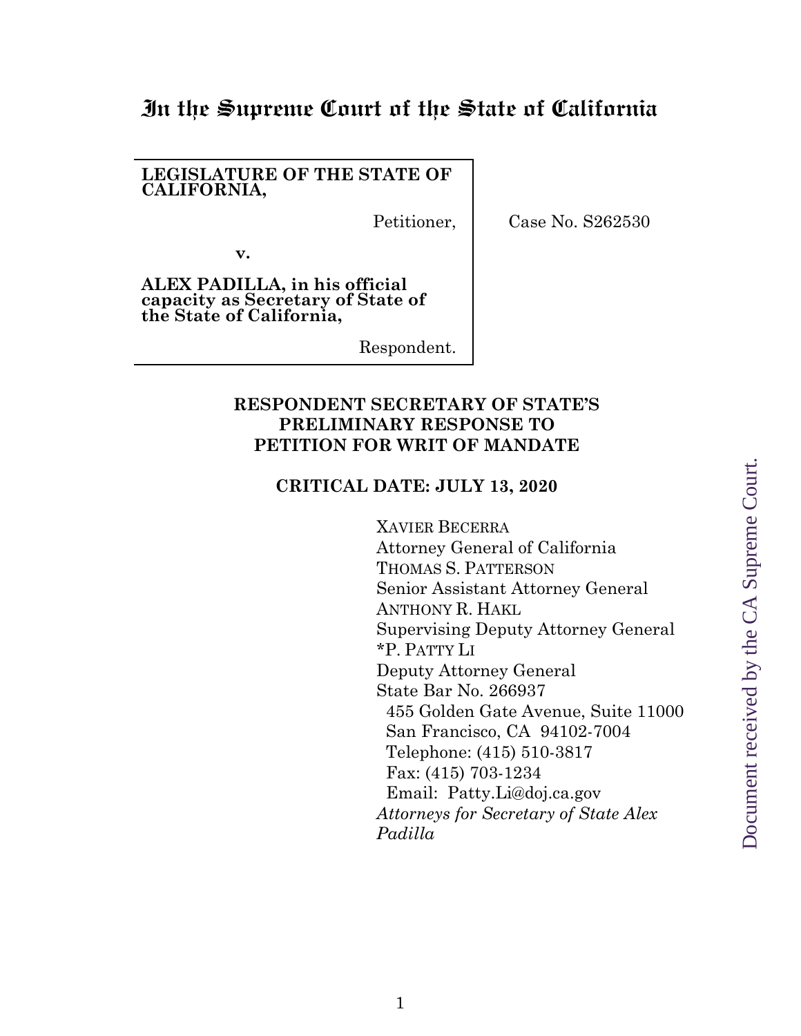# In the Supreme Court of the State of California

| | |
|---|---|
| **LEGISLATURE OF THE STATE OF CALIFORNIA,** Petitioner, **v.** **ALEX PADILLA, in his official capacity as Secretary of State of the State of California,** Respondent. | Case No. S262530 |

**RESPONDENT SECRETARY OF STATE'S PRELIMINARY RESPONSE TO PETITION FOR WRIT OF MANDATE**

**CRITICAL DATE: JULY 13, 2020**

XAVIER BECERRA
Attorney General of California
THOMAS S. PATTERSON
Senior Assistant Attorney General
ANTHONY R. HAKL
Supervising Deputy Attorney General
*P. PATTY LI
Deputy Attorney General
State Bar No. 266937
455 Golden Gate Avenue, Suite 11000
San Francisco, CA 94102-7004
Telephone: (415) 510-3817
Fax: (415) 703-1234
Email: Patty.Li@doj.ca.gov
*Attorneys for Secretary of State Alex Padilla*

Document received by the CA Supreme Court.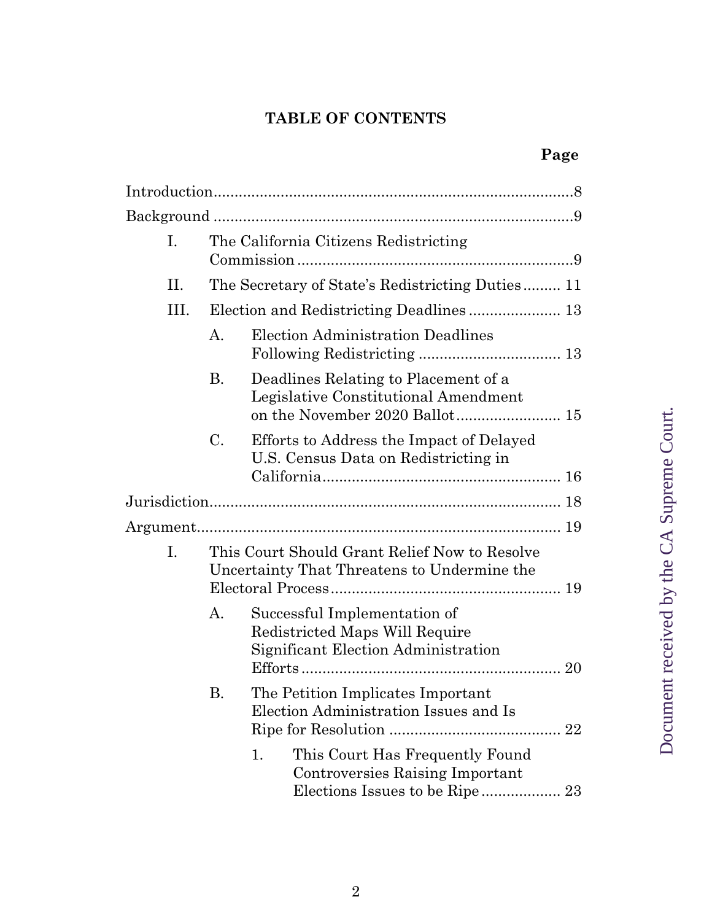## TABLE OF CONTENTS

**Page**

Introduction ..... 8

Background ..... 9

- I. The California Citizens Redistricting Commission ..... 9
- II. The Secretary of State's Redistricting Duties ..... 11
- III. Election and Redistricting Deadlines ..... 13
  - A. Election Administration Deadlines Following Redistricting ..... 13
  - B. Deadlines Relating to Placement of a Legislative Constitutional Amendment on the November 2020 Ballot ..... 15
  - C. Efforts to Address the Impact of Delayed U.S. Census Data on Redistricting in California ..... 16

Jurisdiction ..... 18

Argument ..... 19

- I. This Court Should Grant Relief Now to Resolve Uncertainty That Threatens to Undermine the Electoral Process ..... 19
  - A. Successful Implementation of Redistricted Maps Will Require Significant Election Administration Efforts ..... 20
  - B. The Petition Implicates Important Election Administration Issues and Is Ripe for Resolution ..... 22
    - 1. This Court Has Frequently Found Controversies Raising Important Elections Issues to be Ripe ..... 23

Document received by the CA Supreme Court.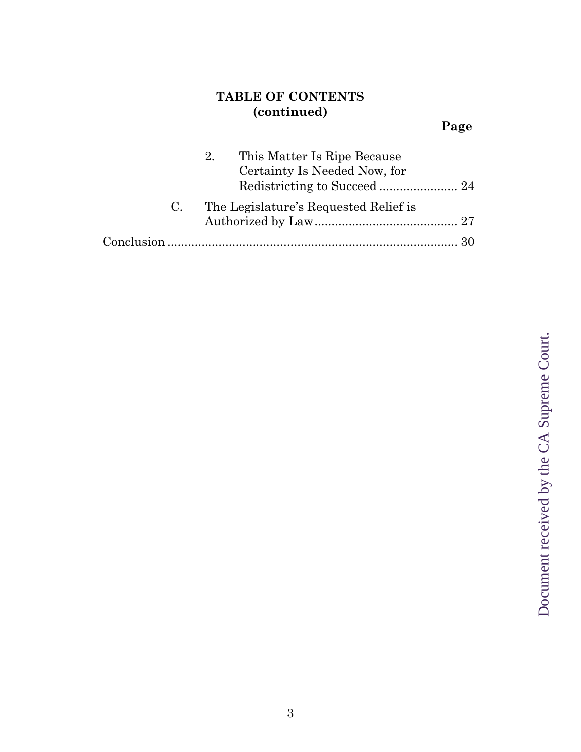**TABLE OF CONTENTS**
**(continued)**

**Page**

2. This Matter Is Ripe Because Certainty Is Needed Now, for Redistricting to Succeed ....................... 24

C. The Legislature's Requested Relief is Authorized by Law.......................................... 27

Conclusion ...................................................................................... 30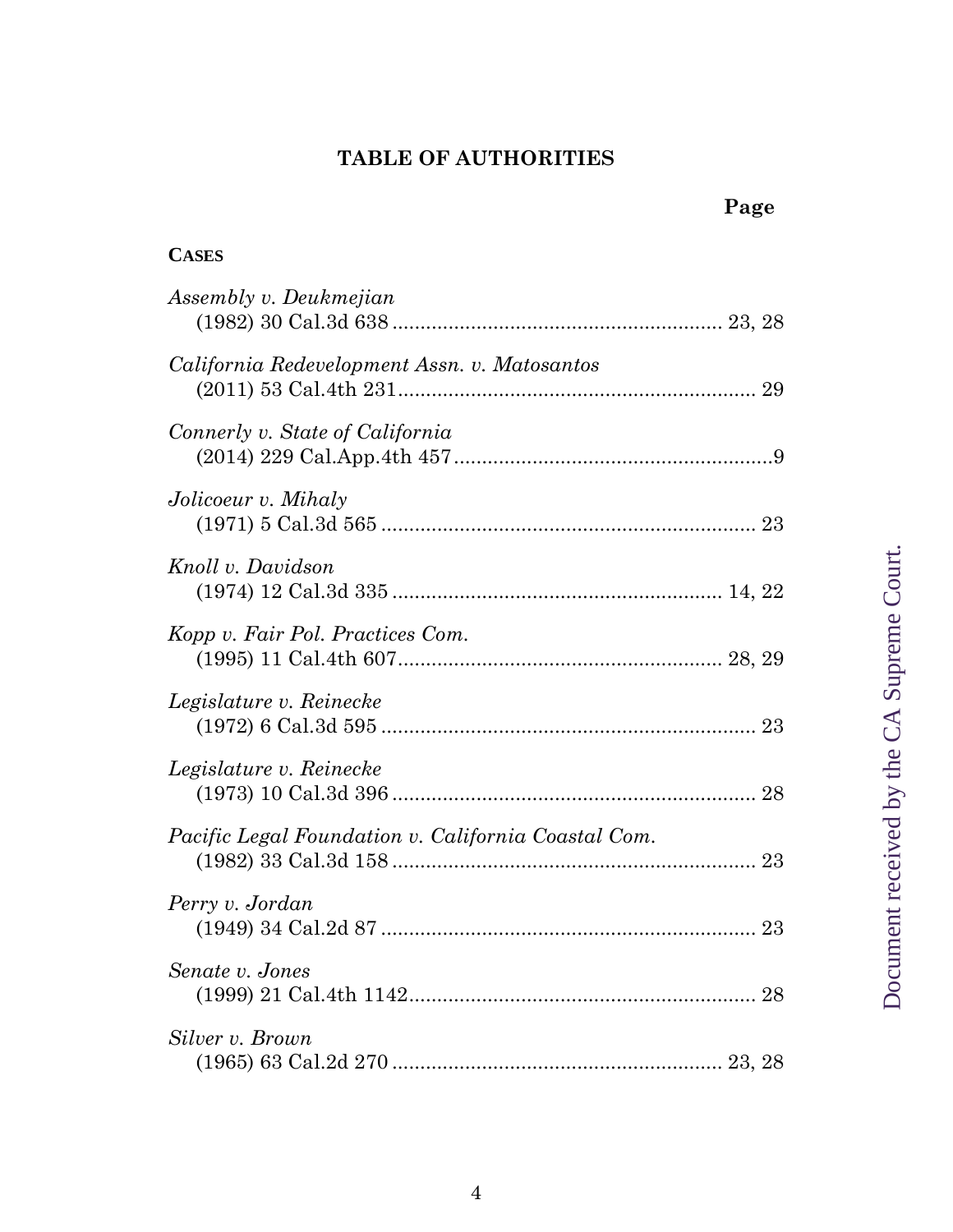# TABLE OF AUTHORITIES

**Page**

**CASES**

*Assembly v. Deukmejian*
(1982) 30 Cal.3d 638 .......................................................... 23, 28

*California Redevelopment Assn. v. Matosantos*
(2011) 53 Cal.4th 231................................................................ 29

*Connerly v. State of California*
(2014) 229 Cal.App.4th 457.........................................................9

*Jolicoeur v. Mihaly*
(1971) 5 Cal.3d 565 .................................................................. 23

*Knoll v. Davidson*
(1974) 12 Cal.3d 335 .......................................................... 14, 22

*Kopp v. Fair Pol. Practices Com.*
(1995) 11 Cal.4th 607.......................................................... 28, 29

*Legislature v. Reinecke*
(1972) 6 Cal.3d 595 .................................................................. 23

*Legislature v. Reinecke*
(1973) 10 Cal.3d 396 ................................................................ 28

*Pacific Legal Foundation v. California Coastal Com.*
(1982) 33 Cal.3d 158 ................................................................ 23

*Perry v. Jordan*
(1949) 34 Cal.2d 87 .................................................................. 23

*Senate v. Jones*
(1999) 21 Cal.4th 1142.............................................................. 28

*Silver v. Brown*
(1965) 63 Cal.2d 270 .......................................................... 23, 28

Document received by the CA Supreme Court.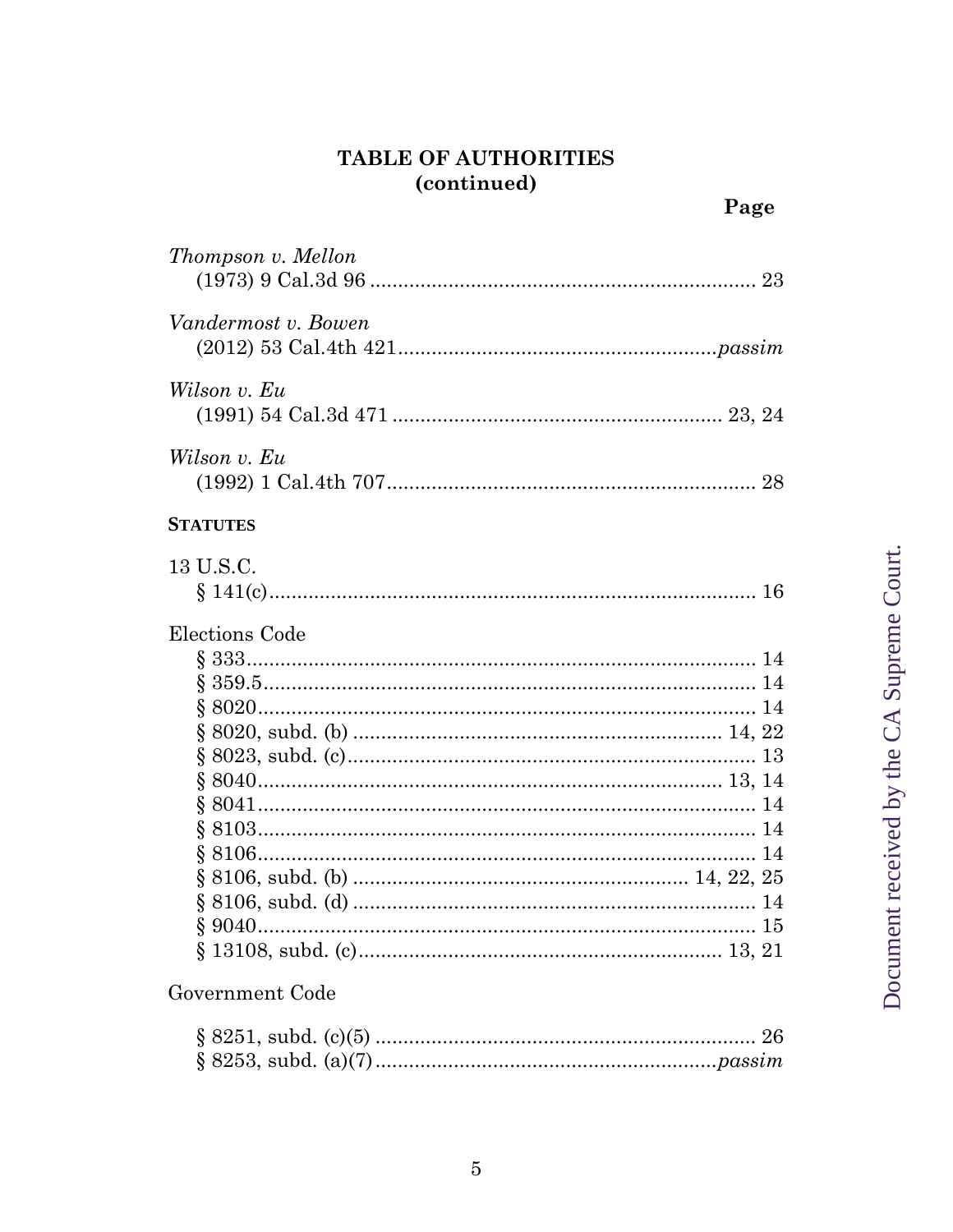## TABLE OF AUTHORITIES
## (continued)

**Page**

*Thompson v. Mellon*
(1973) 9 Cal.3d 96 .................................................................... 23

*Vandermost v. Bowen*
(2012) 53 Cal.4th 421 ........................................................ *passim*

*Wilson v. Eu*
(1991) 54 Cal.3d 471 .......................................................... 23, 24

*Wilson v. Eu*
(1992) 1 Cal.4th 707 .................................................................. 28

**STATUTES**

13 U.S.C.
§ 141(c) ....................................................................................... 16

Elections Code
§ 333 ........................................................................................... 14
§ 359.5 ........................................................................................ 14
§ 8020 ......................................................................................... 14
§ 8020, subd. (b) ................................................................. 14, 22
§ 8023, subd. (c) ......................................................................... 13
§ 8040 .................................................................................. 13, 14
§ 8041 ......................................................................................... 14
§ 8103 ......................................................................................... 14
§ 8106 ......................................................................................... 14
§ 8106, subd. (b) ........................................................... 14, 22, 25
§ 8106, subd. (d) ........................................................................ 14
§ 9040 ......................................................................................... 15
§ 13108, subd. (c) ................................................................ 13, 21

Government Code

§ 8251, subd. (c)(5) .................................................................... 26
§ 8253, subd. (a)(7) ............................................................ *passim*

Document received by the CA Supreme Court.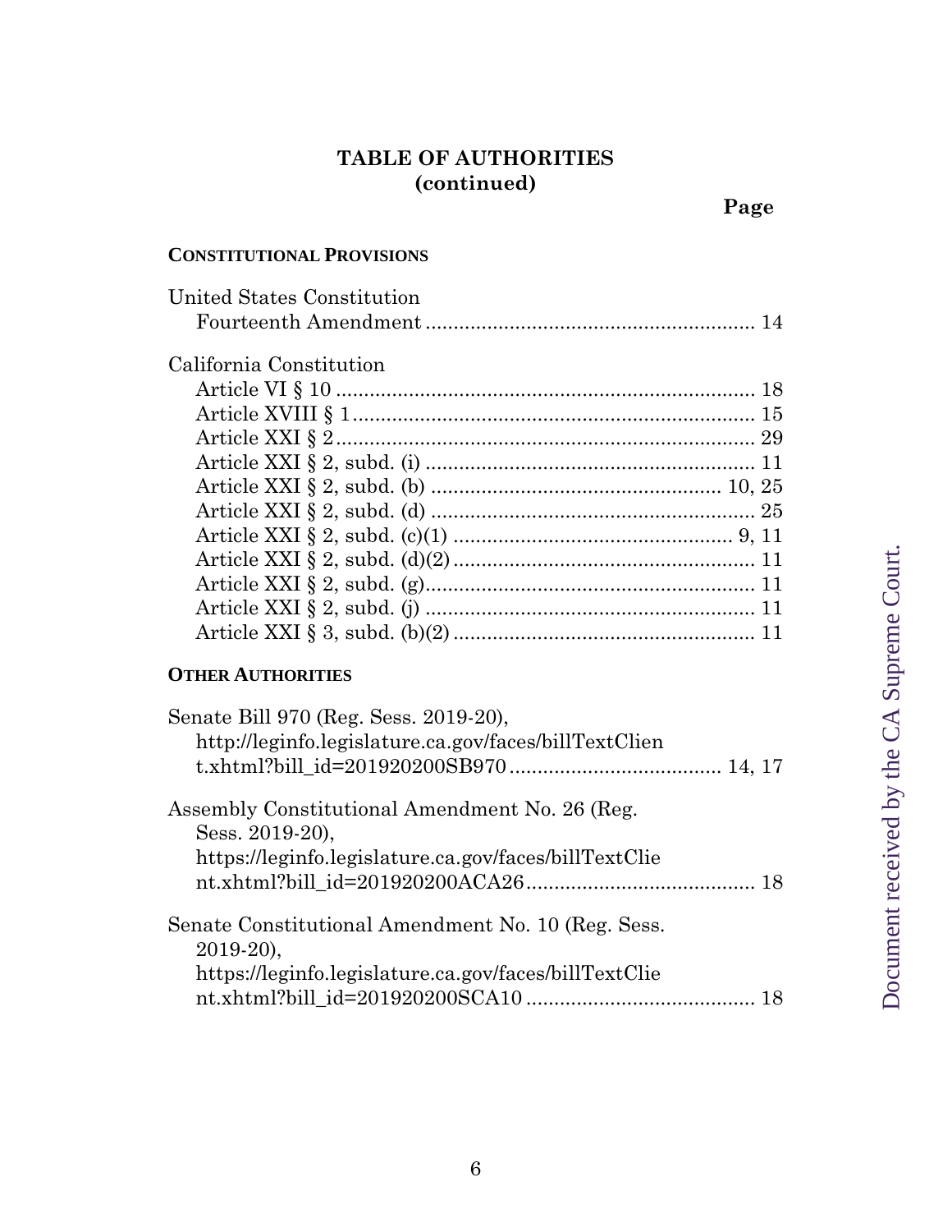## TABLE OF AUTHORITIES
## (continued)

**Page**

**CONSTITUTIONAL PROVISIONS**

United States Constitution
- Fourteenth Amendment .......................................................... 14

California Constitution
- Article VI § 10 .......................................................................... 18
- Article XVIII § 1 ....................................................................... 15
- Article XXI § 2 .......................................................................... 29
- Article XXI § 2, subd. (i) .......................................................... 11
- Article XXI § 2, subd. (b) .................................................... 10, 25
- Article XXI § 2, subd. (d) .......................................................... 25
- Article XXI § 2, subd. (c)(1) .................................................. 9, 11
- Article XXI § 2, subd. (d)(2) ...................................................... 11
- Article XXI § 2, subd. (g) ........................................................... 11
- Article XXI § 2, subd. (j) ............................................................ 11
- Article XXI § 3, subd. (b)(2) ...................................................... 11

**OTHER AUTHORITIES**

Senate Bill 970 (Reg. Sess. 2019-20), http://leginfo.legislature.ca.gov/faces/billTextClient.xhtml?bill_id=201920200SB970 ...................................... 14, 17

Assembly Constitutional Amendment No. 26 (Reg. Sess. 2019-20), https://leginfo.legislature.ca.gov/faces/billTextClient.xhtml?bill_id=201920200ACA26 ......................................... 18

Senate Constitutional Amendment No. 10 (Reg. Sess. 2019-20), https://leginfo.legislature.ca.gov/faces/billTextClient.xhtml?bill_id=201920200SCA10 ......................................... 18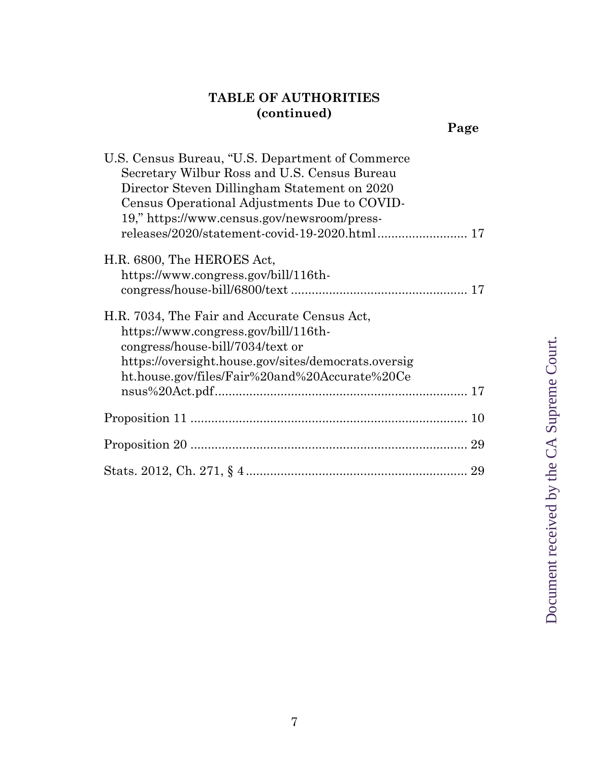**TABLE OF AUTHORITIES**
**(continued)**

**Page**

U.S. Census Bureau, "U.S. Department of Commerce Secretary Wilbur Ross and U.S. Census Bureau Director Steven Dillingham Statement on 2020 Census Operational Adjustments Due to COVID-19," https://www.census.gov/newsroom/press-releases/2020/statement-covid-19-2020.html .......................... 17

H.R. 6800, The HEROES Act, https://www.congress.gov/bill/116th-congress/house-bill/6800/text .................................................. 17

H.R. 7034, The Fair and Accurate Census Act, https://www.congress.gov/bill/116th-congress/house-bill/7034/text or https://oversight.house.gov/sites/democrats.oversight.house.gov/files/Fair%20and%20Accurate%20Census%20Act.pdf ........................................................................ 17

Proposition 11 ................................................................................ 10

Proposition 20 ................................................................................ 29

Stats. 2012, Ch. 271, § 4 ................................................................ 29

Document received by the CA Supreme Court.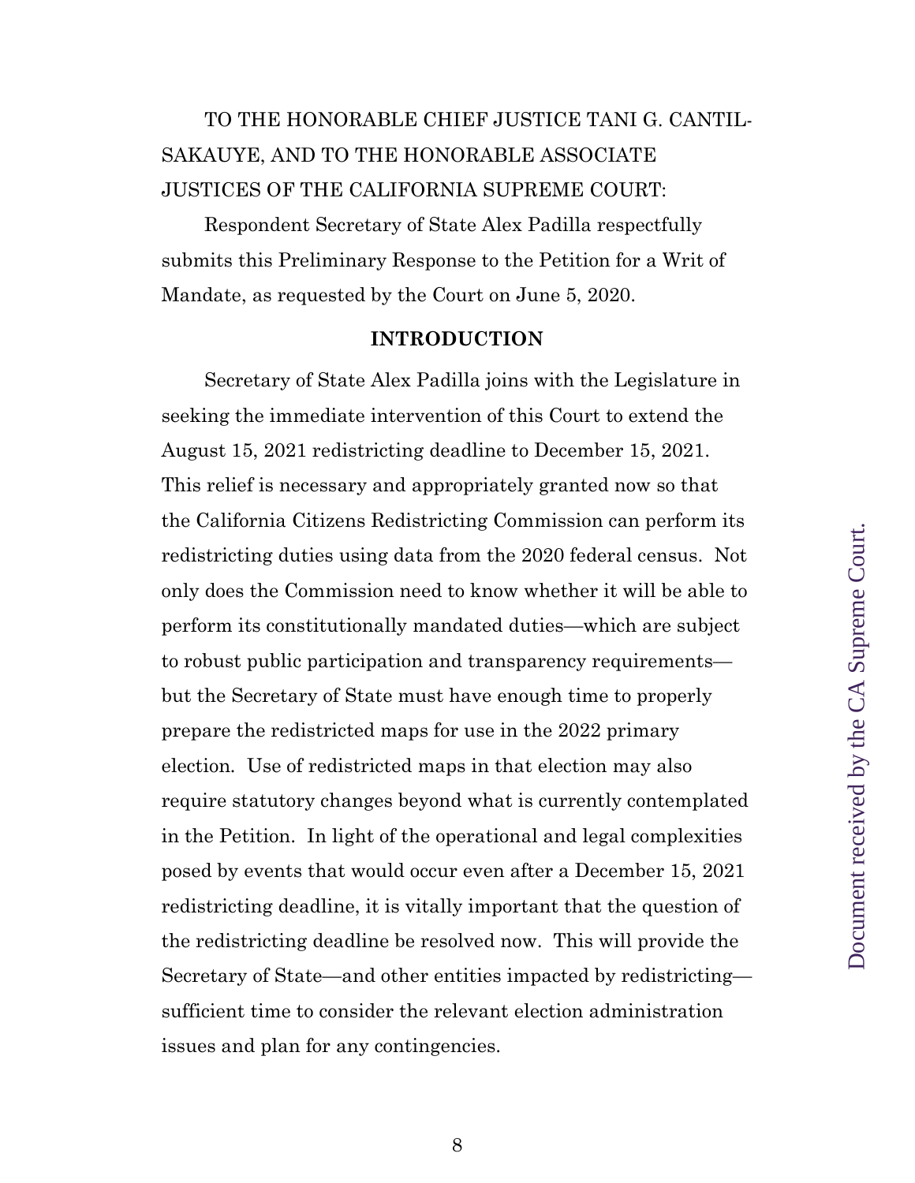TO THE HONORABLE CHIEF JUSTICE TANI G. CANTIL-SAKAUYE, AND TO THE HONORABLE ASSOCIATE JUSTICES OF THE CALIFORNIA SUPREME COURT:

Respondent Secretary of State Alex Padilla respectfully submits this Preliminary Response to the Petition for a Writ of Mandate, as requested by the Court on June 5, 2020.

## INTRODUCTION

Secretary of State Alex Padilla joins with the Legislature in seeking the immediate intervention of this Court to extend the August 15, 2021 redistricting deadline to December 15, 2021. This relief is necessary and appropriately granted now so that the California Citizens Redistricting Commission can perform its redistricting duties using data from the 2020 federal census. Not only does the Commission need to know whether it will be able to perform its constitutionally mandated duties—which are subject to robust public participation and transparency requirements—but the Secretary of State must have enough time to properly prepare the redistricted maps for use in the 2022 primary election. Use of redistricted maps in that election may also require statutory changes beyond what is currently contemplated in the Petition. In light of the operational and legal complexities posed by events that would occur even after a December 15, 2021 redistricting deadline, it is vitally important that the question of the redistricting deadline be resolved now. This will provide the Secretary of State—and other entities impacted by redistricting—sufficient time to consider the relevant election administration issues and plan for any contingencies.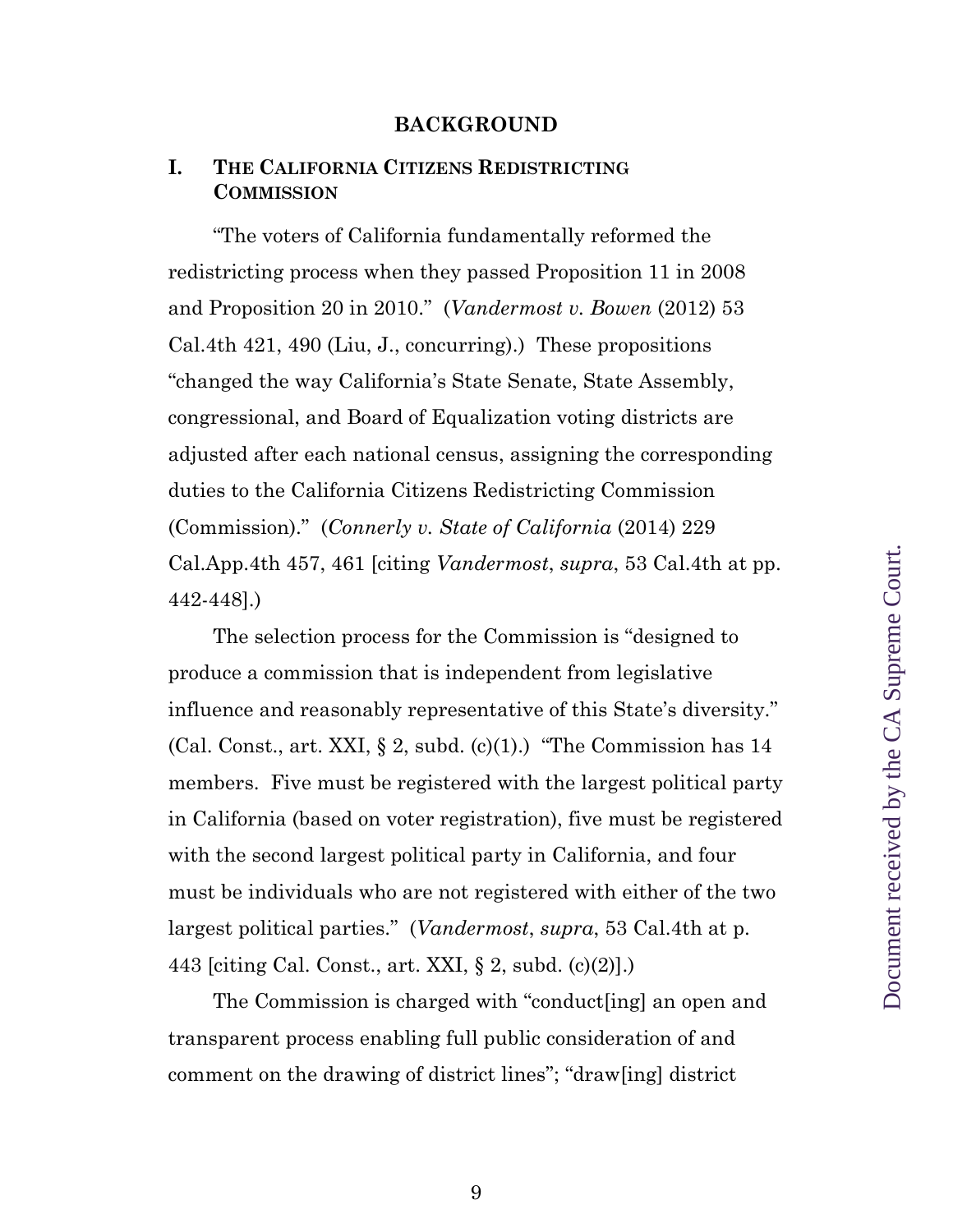## BACKGROUND

### I. THE CALIFORNIA CITIZENS REDISTRICTING COMMISSION

"The voters of California fundamentally reformed the redistricting process when they passed Proposition 11 in 2008 and Proposition 20 in 2010." (*Vandermost v. Bowen* (2012) 53 Cal.4th 421, 490 (Liu, J., concurring).) These propositions "changed the way California's State Senate, State Assembly, congressional, and Board of Equalization voting districts are adjusted after each national census, assigning the corresponding duties to the California Citizens Redistricting Commission (Commission)." (*Connerly v. State of California* (2014) 229 Cal.App.4th 457, 461 [citing *Vandermost*, *supra*, 53 Cal.4th at pp. 442-448].)

The selection process for the Commission is "designed to produce a commission that is independent from legislative influence and reasonably representative of this State's diversity." (Cal. Const., art. XXI, § 2, subd. (c)(1).) "The Commission has 14 members. Five must be registered with the largest political party in California (based on voter registration), five must be registered with the second largest political party in California, and four must be individuals who are not registered with either of the two largest political parties." (*Vandermost*, *supra*, 53 Cal.4th at p. 443 [citing Cal. Const., art. XXI, § 2, subd. (c)(2)].)

The Commission is charged with "conduct[ing] an open and transparent process enabling full public consideration of and comment on the drawing of district lines"; "draw[ing] district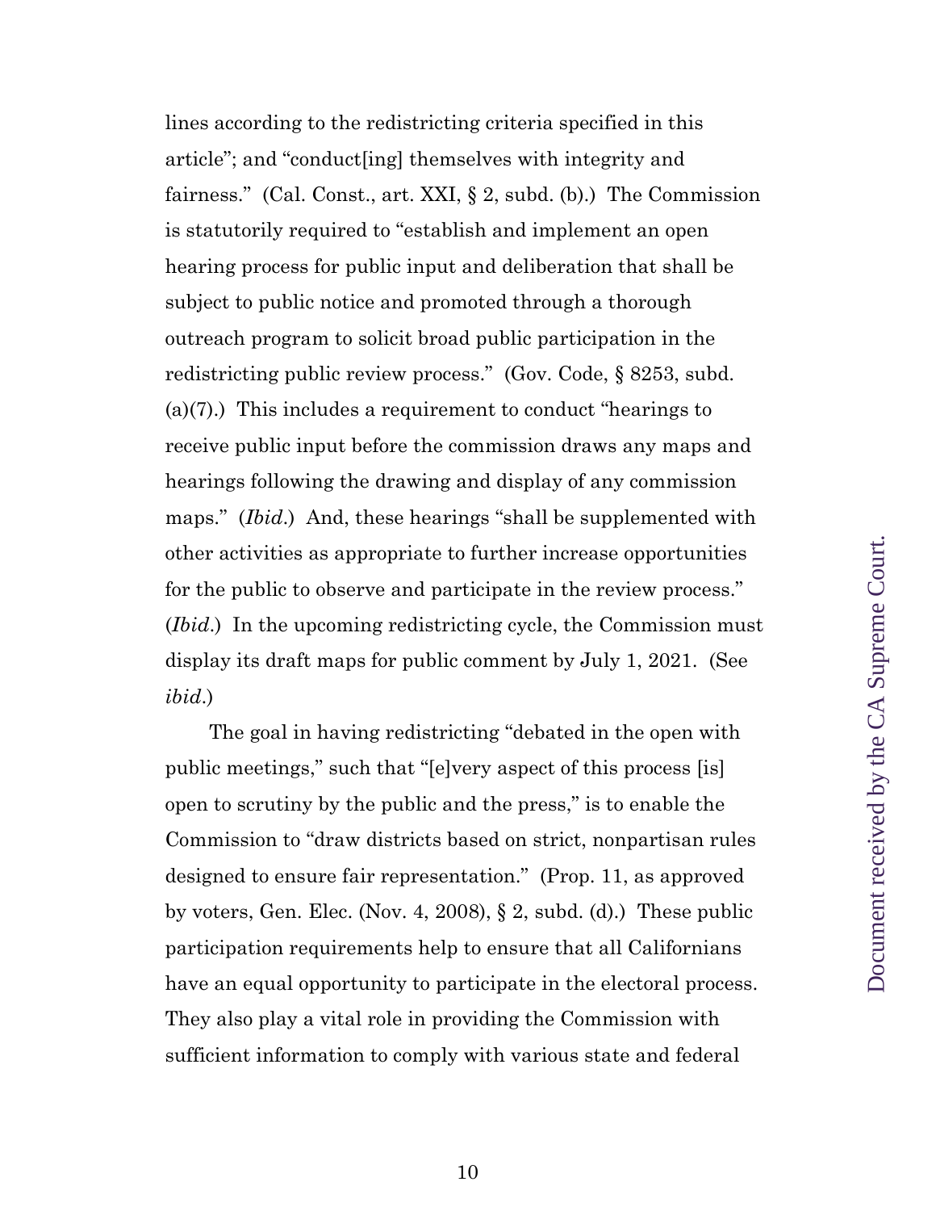lines according to the redistricting criteria specified in this article"; and "conduct[ing] themselves with integrity and fairness." (Cal. Const., art. XXI, § 2, subd. (b).) The Commission is statutorily required to "establish and implement an open hearing process for public input and deliberation that shall be subject to public notice and promoted through a thorough outreach program to solicit broad public participation in the redistricting public review process." (Gov. Code, § 8253, subd. (a)(7).) This includes a requirement to conduct "hearings to receive public input before the commission draws any maps and hearings following the drawing and display of any commission maps." (*Ibid.*) And, these hearings "shall be supplemented with other activities as appropriate to further increase opportunities for the public to observe and participate in the review process." (*Ibid.*) In the upcoming redistricting cycle, the Commission must display its draft maps for public comment by July 1, 2021. (See *ibid.*)

The goal in having redistricting "debated in the open with public meetings," such that "[e]very aspect of this process [is] open to scrutiny by the public and the press," is to enable the Commission to "draw districts based on strict, nonpartisan rules designed to ensure fair representation." (Prop. 11, as approved by voters, Gen. Elec. (Nov. 4, 2008), § 2, subd. (d).) These public participation requirements help to ensure that all Californians have an equal opportunity to participate in the electoral process. They also play a vital role in providing the Commission with sufficient information to comply with various state and federal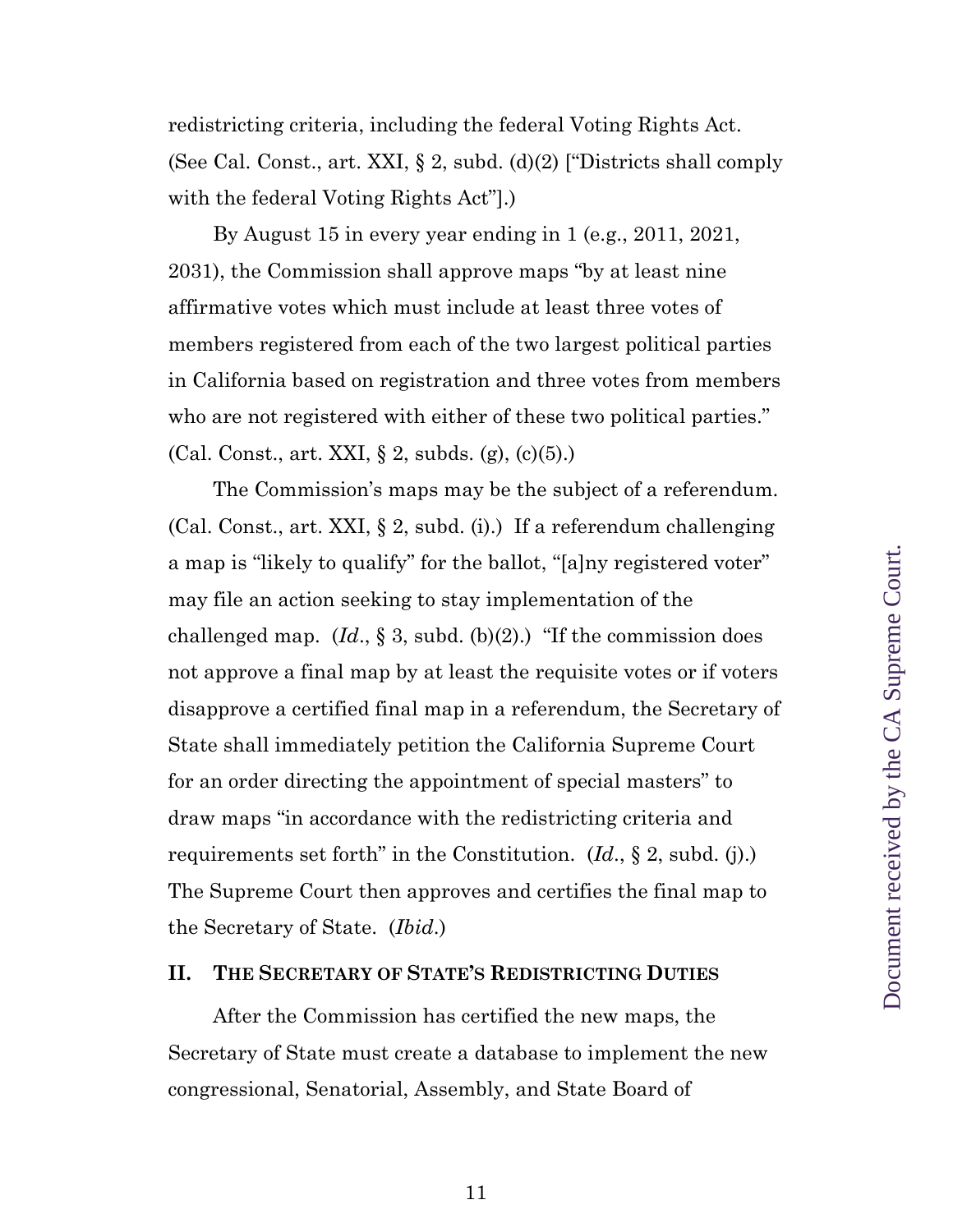redistricting criteria, including the federal Voting Rights Act. (See Cal. Const., art. XXI, § 2, subd. (d)(2) ["Districts shall comply with the federal Voting Rights Act"].)

By August 15 in every year ending in 1 (e.g., 2011, 2021, 2031), the Commission shall approve maps "by at least nine affirmative votes which must include at least three votes of members registered from each of the two largest political parties in California based on registration and three votes from members who are not registered with either of these two political parties." (Cal. Const., art. XXI, § 2, subds. (g), (c)(5).)

The Commission's maps may be the subject of a referendum. (Cal. Const., art. XXI, § 2, subd. (i).) If a referendum challenging a map is "likely to qualify" for the ballot, "[a]ny registered voter" may file an action seeking to stay implementation of the challenged map. (*Id*., § 3, subd. (b)(2).) "If the commission does not approve a final map by at least the requisite votes or if voters disapprove a certified final map in a referendum, the Secretary of State shall immediately petition the California Supreme Court for an order directing the appointment of special masters" to draw maps "in accordance with the redistricting criteria and requirements set forth" in the Constitution. (*Id*., § 2, subd. (j).) The Supreme Court then approves and certifies the final map to the Secretary of State. (*Ibid*.)

## II. The Secretary of State's Redistricting Duties

After the Commission has certified the new maps, the Secretary of State must create a database to implement the new congressional, Senatorial, Assembly, and State Board of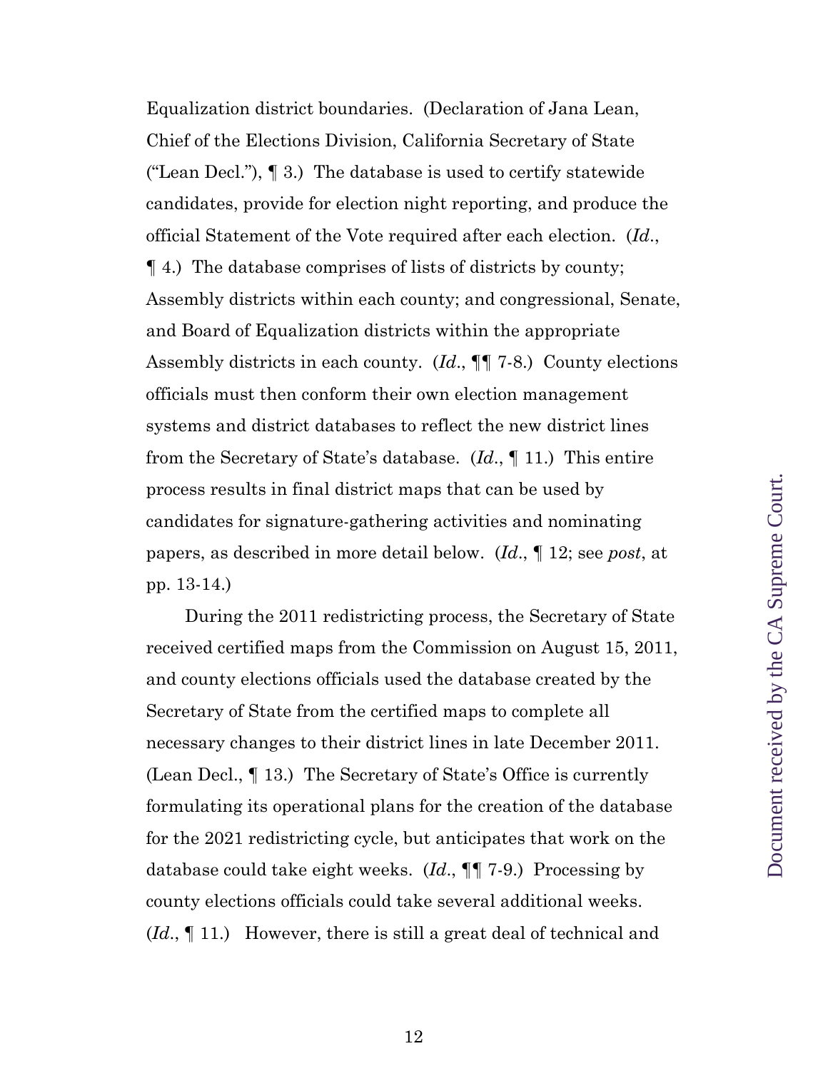Equalization district boundaries. (Declaration of Jana Lean, Chief of the Elections Division, California Secretary of State ("Lean Decl."), ¶ 3.) The database is used to certify statewide candidates, provide for election night reporting, and produce the official Statement of the Vote required after each election. (*Id.*, ¶ 4.) The database comprises of lists of districts by county; Assembly districts within each county; and congressional, Senate, and Board of Equalization districts within the appropriate Assembly districts in each county. (*Id.*, ¶¶ 7-8.) County elections officials must then conform their own election management systems and district databases to reflect the new district lines from the Secretary of State's database. (*Id.*, ¶ 11.) This entire process results in final district maps that can be used by candidates for signature-gathering activities and nominating papers, as described in more detail below. (*Id.*, ¶ 12; see *post*, at pp. 13-14.)

During the 2011 redistricting process, the Secretary of State received certified maps from the Commission on August 15, 2011, and county elections officials used the database created by the Secretary of State from the certified maps to complete all necessary changes to their district lines in late December 2011. (Lean Decl., ¶ 13.) The Secretary of State's Office is currently formulating its operational plans for the creation of the database for the 2021 redistricting cycle, but anticipates that work on the database could take eight weeks. (*Id.*, ¶¶ 7-9.) Processing by county elections officials could take several additional weeks. (*Id.*, ¶ 11.) However, there is still a great deal of technical and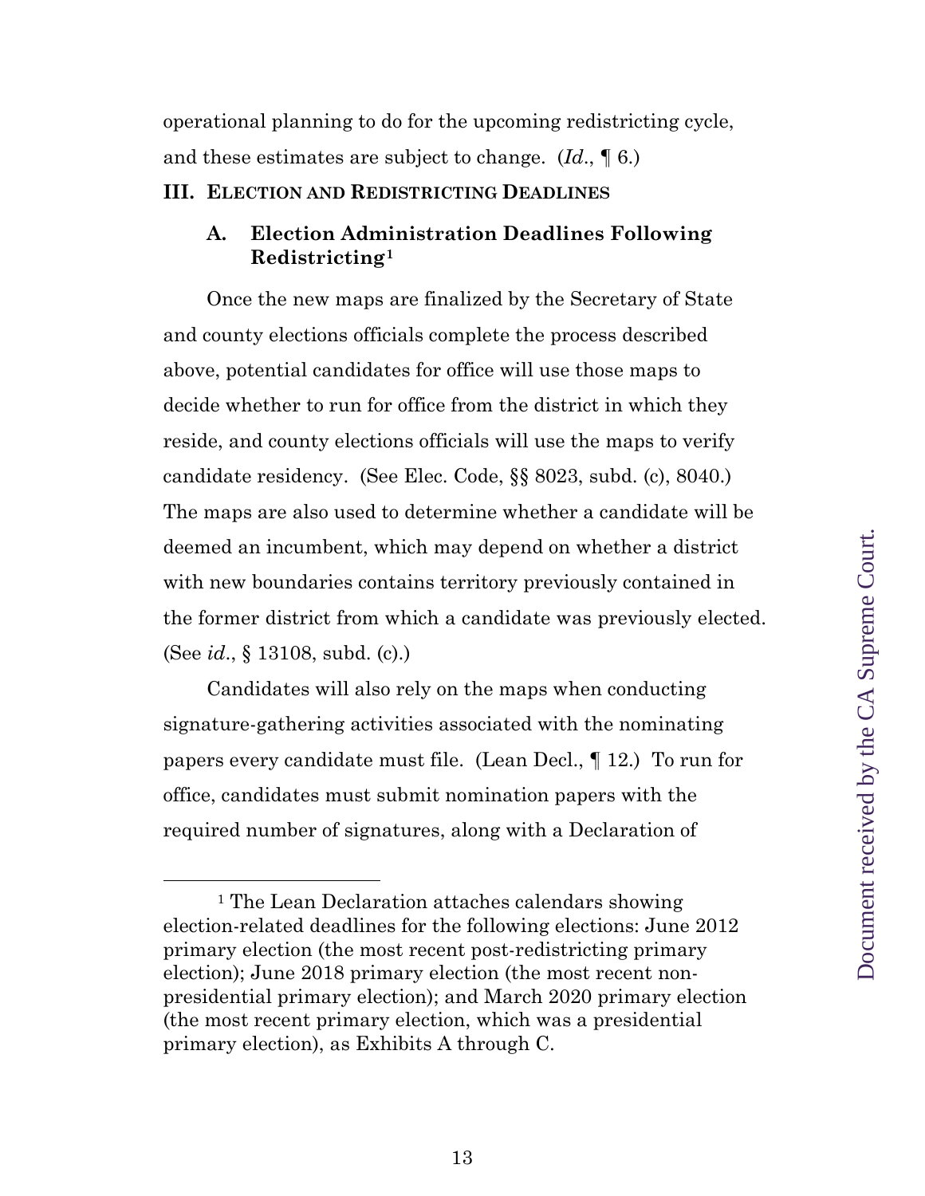operational planning to do for the upcoming redistricting cycle, and these estimates are subject to change. (*Id.*, ¶ 6.)

## III. ELECTION AND REDISTRICTING DEADLINES

### A. Election Administration Deadlines Following Redistricting[1]

Once the new maps are finalized by the Secretary of State and county elections officials complete the process described above, potential candidates for office will use those maps to decide whether to run for office from the district in which they reside, and county elections officials will use the maps to verify candidate residency. (See Elec. Code, §§ 8023, subd. (c), 8040.) The maps are also used to determine whether a candidate will be deemed an incumbent, which may depend on whether a district with new boundaries contains territory previously contained in the former district from which a candidate was previously elected. (See *id.*, § 13108, subd. (c).)

Candidates will also rely on the maps when conducting signature-gathering activities associated with the nominating papers every candidate must file. (Lean Decl., ¶ 12.) To run for office, candidates must submit nomination papers with the required number of signatures, along with a Declaration of

---

[1] The Lean Declaration attaches calendars showing election-related deadlines for the following elections: June 2012 primary election (the most recent post-redistricting primary election); June 2018 primary election (the most recent non-presidential primary election); and March 2020 primary election (the most recent primary election, which was a presidential primary election), as Exhibits A through C.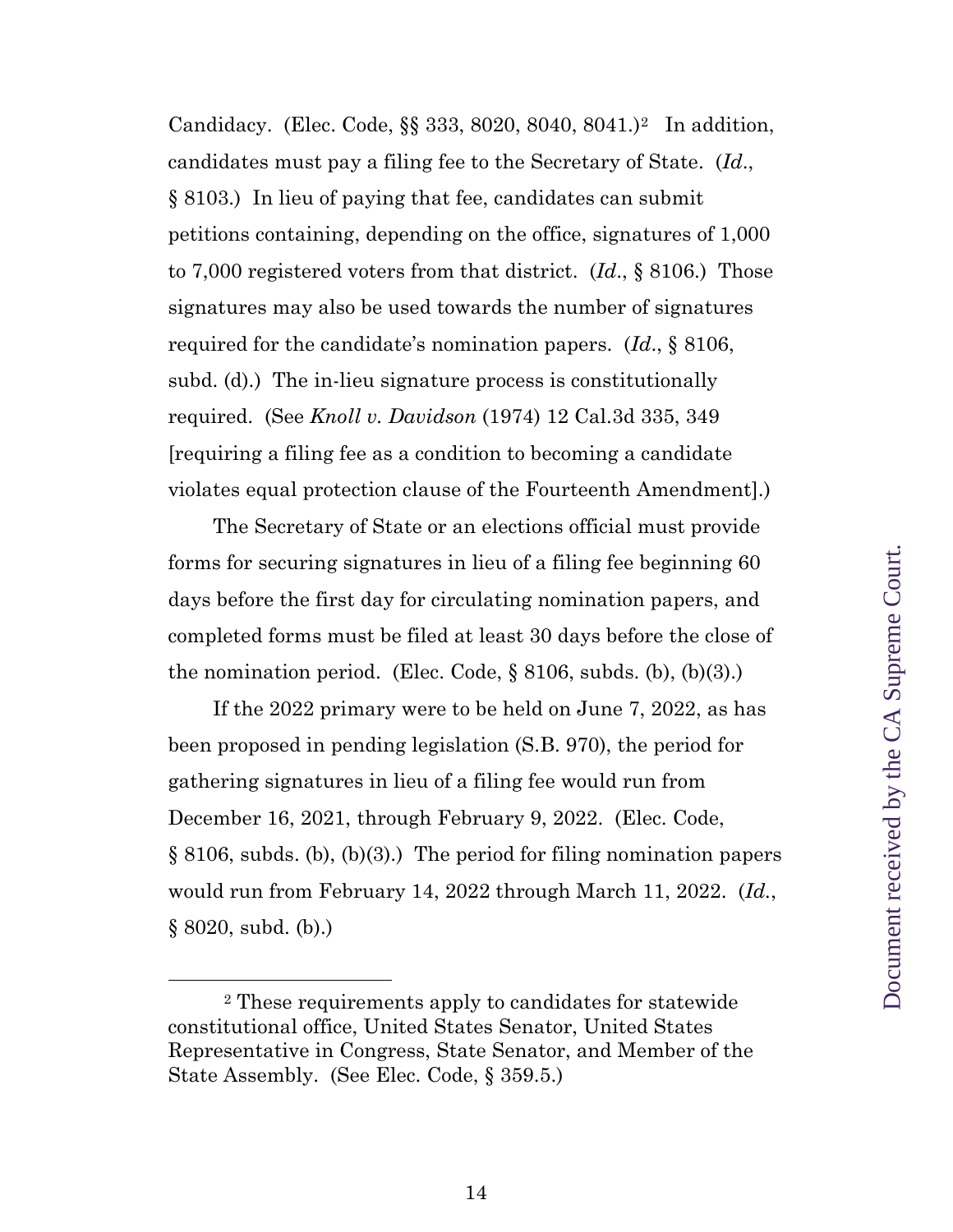Candidacy. (Elec. Code, §§ 333, 8020, 8040, 8041.)[2] In addition, candidates must pay a filing fee to the Secretary of State. (*Id*., § 8103.) In lieu of paying that fee, candidates can submit petitions containing, depending on the office, signatures of 1,000 to 7,000 registered voters from that district. (*Id*., § 8106.) Those signatures may also be used towards the number of signatures required for the candidate's nomination papers. (*Id*., § 8106, subd. (d).) The in-lieu signature process is constitutionally required. (See *Knoll v. Davidson* (1974) 12 Cal.3d 335, 349 [requiring a filing fee as a condition to becoming a candidate violates equal protection clause of the Fourteenth Amendment].)

The Secretary of State or an elections official must provide forms for securing signatures in lieu of a filing fee beginning 60 days before the first day for circulating nomination papers, and completed forms must be filed at least 30 days before the close of the nomination period. (Elec. Code, § 8106, subds. (b), (b)(3).)

If the 2022 primary were to be held on June 7, 2022, as has been proposed in pending legislation (S.B. 970), the period for gathering signatures in lieu of a filing fee would run from December 16, 2021, through February 9, 2022. (Elec. Code, § 8106, subds. (b), (b)(3).) The period for filing nomination papers would run from February 14, 2022 through March 11, 2022. (*Id.*, § 8020, subd. (b).)

---

[2] These requirements apply to candidates for statewide constitutional office, United States Senator, United States Representative in Congress, State Senator, and Member of the State Assembly. (See Elec. Code, § 359.5.)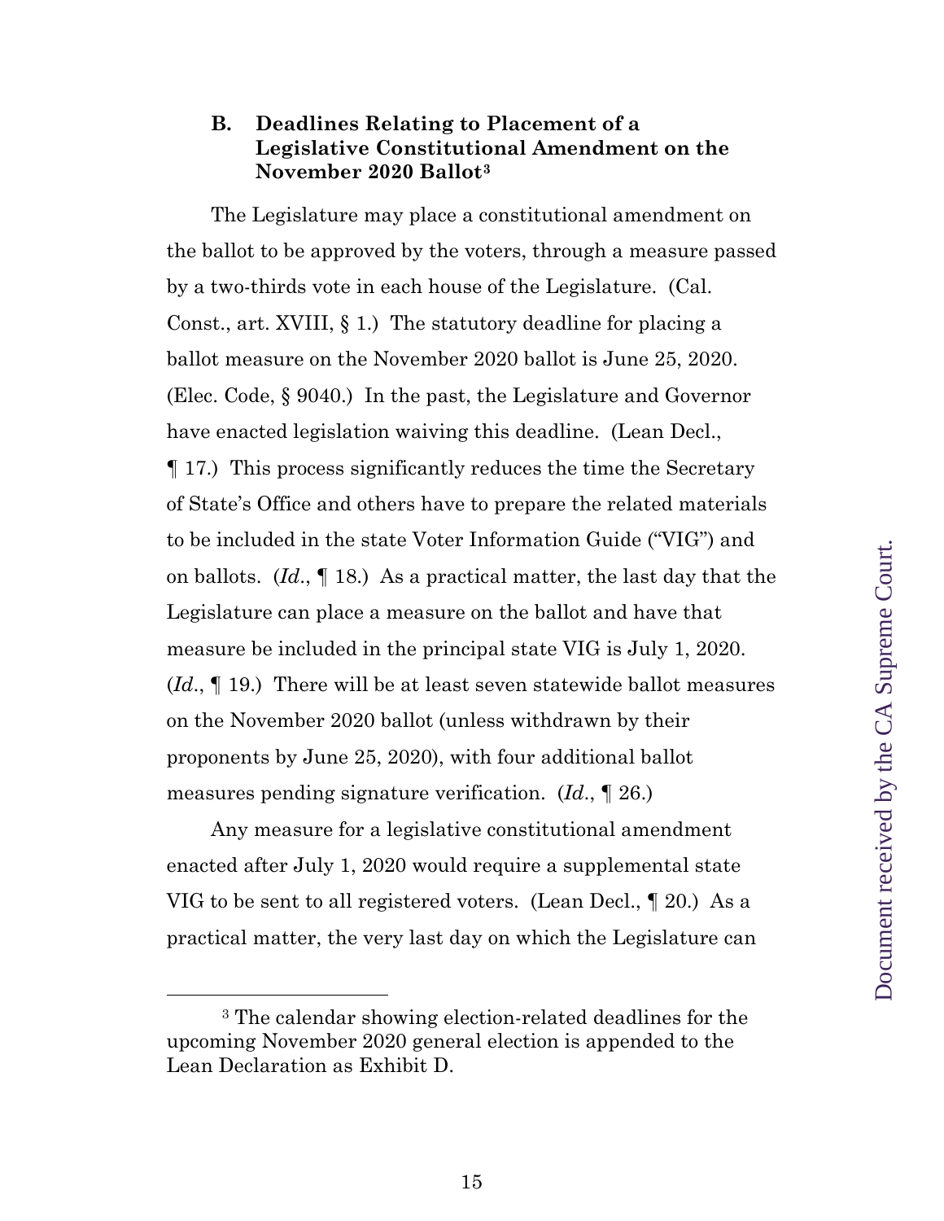### B. Deadlines Relating to Placement of a Legislative Constitutional Amendment on the November 2020 Ballot[3]

The Legislature may place a constitutional amendment on the ballot to be approved by the voters, through a measure passed by a two-thirds vote in each house of the Legislature. (Cal. Const., art. XVIII, § 1.) The statutory deadline for placing a ballot measure on the November 2020 ballot is June 25, 2020. (Elec. Code, § 9040.) In the past, the Legislature and Governor have enacted legislation waiving this deadline. (Lean Decl., ¶ 17.) This process significantly reduces the time the Secretary of State's Office and others have to prepare the related materials to be included in the state Voter Information Guide ("VIG") and on ballots. (*Id.*, ¶ 18.) As a practical matter, the last day that the Legislature can place a measure on the ballot and have that measure be included in the principal state VIG is July 1, 2020. (*Id.*, ¶ 19.) There will be at least seven statewide ballot measures on the November 2020 ballot (unless withdrawn by their proponents by June 25, 2020), with four additional ballot measures pending signature verification. (*Id.*, ¶ 26.)

Any measure for a legislative constitutional amendment enacted after July 1, 2020 would require a supplemental state VIG to be sent to all registered voters. (Lean Decl., ¶ 20.) As a practical matter, the very last day on which the Legislature can

[3] The calendar showing election-related deadlines for the upcoming November 2020 general election is appended to the Lean Declaration as Exhibit D.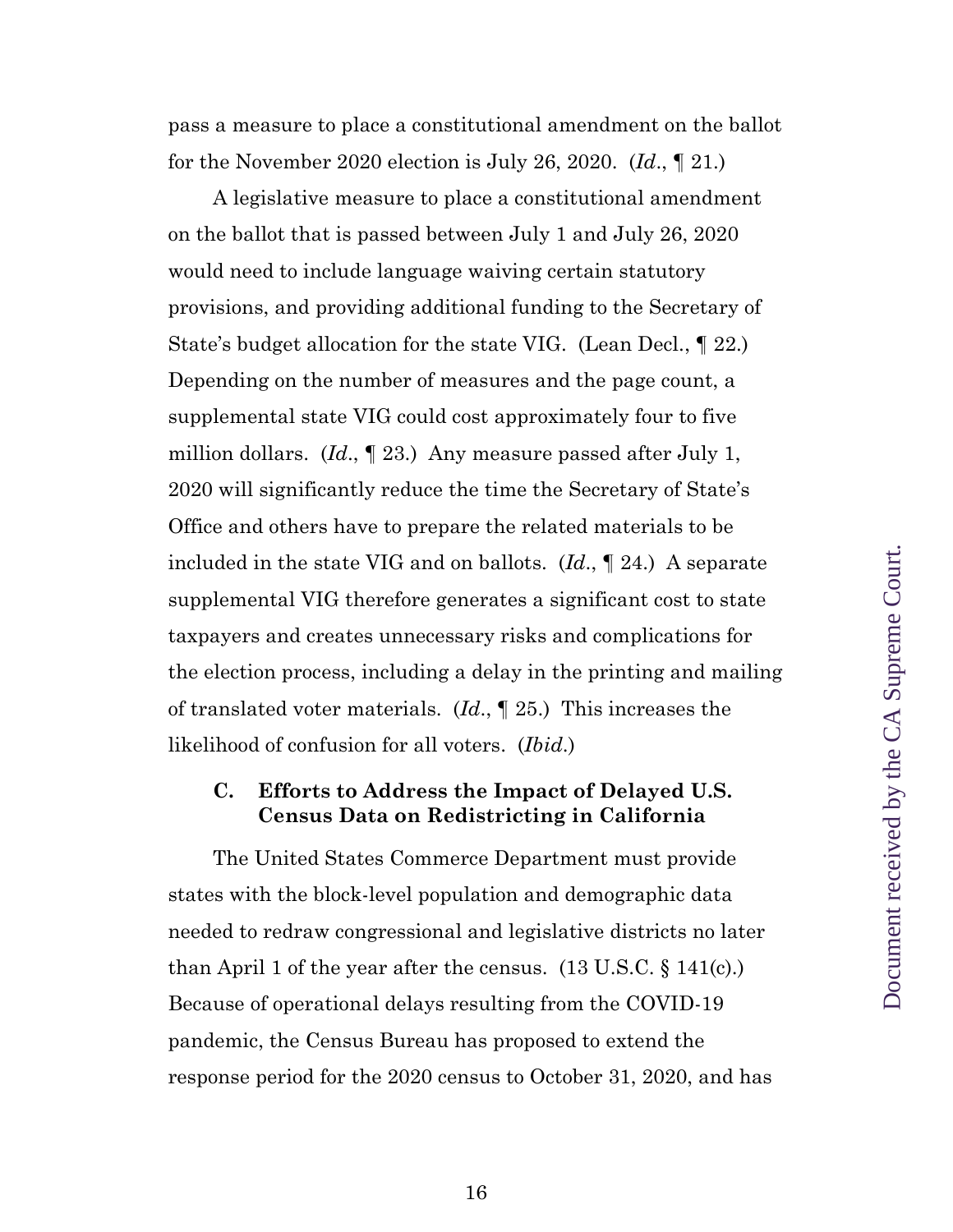pass a measure to place a constitutional amendment on the ballot for the November 2020 election is July 26, 2020. (*Id.*, ¶ 21.)

A legislative measure to place a constitutional amendment on the ballot that is passed between July 1 and July 26, 2020 would need to include language waiving certain statutory provisions, and providing additional funding to the Secretary of State's budget allocation for the state VIG. (Lean Decl., ¶ 22.) Depending on the number of measures and the page count, a supplemental state VIG could cost approximately four to five million dollars. (*Id.*, ¶ 23.) Any measure passed after July 1, 2020 will significantly reduce the time the Secretary of State's Office and others have to prepare the related materials to be included in the state VIG and on ballots. (*Id.*, ¶ 24.) A separate supplemental VIG therefore generates a significant cost to state taxpayers and creates unnecessary risks and complications for the election process, including a delay in the printing and mailing of translated voter materials. (*Id.*, ¶ 25.) This increases the likelihood of confusion for all voters. (*Ibid.*)

### C. Efforts to Address the Impact of Delayed U.S. Census Data on Redistricting in California

The United States Commerce Department must provide states with the block-level population and demographic data needed to redraw congressional and legislative districts no later than April 1 of the year after the census. (13 U.S.C. § 141(c).) Because of operational delays resulting from the COVID-19 pandemic, the Census Bureau has proposed to extend the response period for the 2020 census to October 31, 2020, and has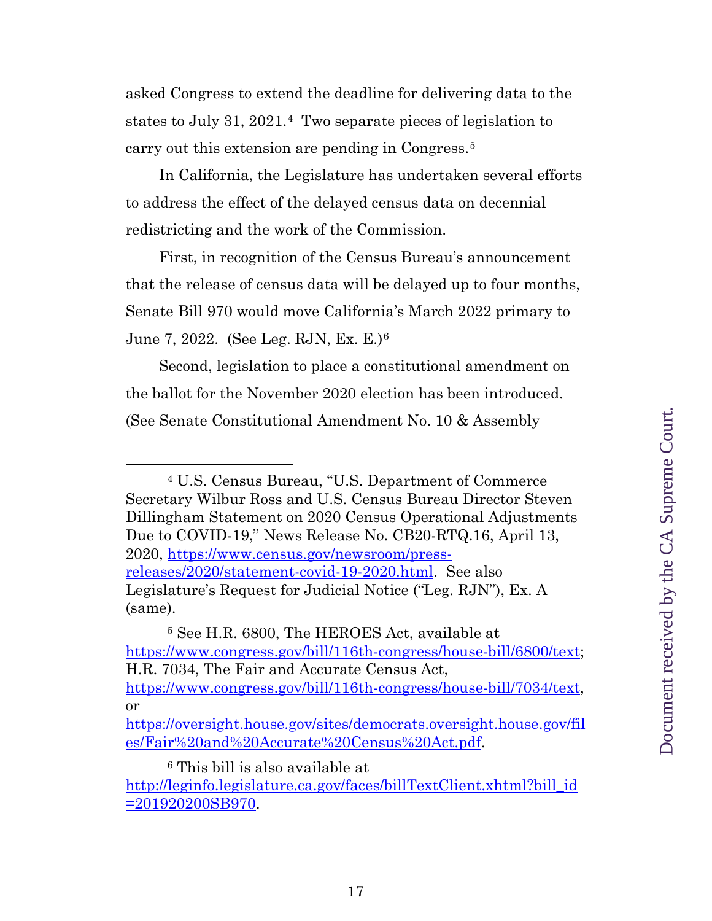asked Congress to extend the deadline for delivering data to the states to July 31, 2021.[4] Two separate pieces of legislation to carry out this extension are pending in Congress.[5]

In California, the Legislature has undertaken several efforts to address the effect of the delayed census data on decennial redistricting and the work of the Commission.

First, in recognition of the Census Bureau's announcement that the release of census data will be delayed up to four months, Senate Bill 970 would move California's March 2022 primary to June 7, 2022. (See Leg. RJN, Ex. E.)[6]

Second, legislation to place a constitutional amendment on the ballot for the November 2020 election has been introduced. (See Senate Constitutional Amendment No. 10 & Assembly

---

[4] U.S. Census Bureau, "U.S. Department of Commerce Secretary Wilbur Ross and U.S. Census Bureau Director Steven Dillingham Statement on 2020 Census Operational Adjustments Due to COVID-19," News Release No. CB20-RTQ.16, April 13, 2020, [https://www.census.gov/newsroom/press-releases/2020/statement-covid-19-2020.html](https://www.census.gov/newsroom/press-releases/2020/statement-covid-19-2020.html). See also Legislature's Request for Judicial Notice ("Leg. RJN"), Ex. A (same).

[5] See H.R. 6800, The HEROES Act, available at [https://www.congress.gov/bill/116th-congress/house-bill/6800/text](https://www.congress.gov/bill/116th-congress/house-bill/6800/text); H.R. 7034, The Fair and Accurate Census Act, [https://www.congress.gov/bill/116th-congress/house-bill/7034/text](https://www.congress.gov/bill/116th-congress/house-bill/7034/text), or [https://oversight.house.gov/sites/democrats.oversight.house.gov/files/Fair%20and%20Accurate%20Census%20Act.pdf](https://oversight.house.gov/sites/democrats.oversight.house.gov/files/Fair%20and%20Accurate%20Census%20Act.pdf).

[6] This bill is also available at [http://leginfo.legislature.ca.gov/faces/billTextClient.xhtml?bill_id=201920200SB970](http://leginfo.legislature.ca.gov/faces/billTextClient.xhtml?bill_id=201920200SB970).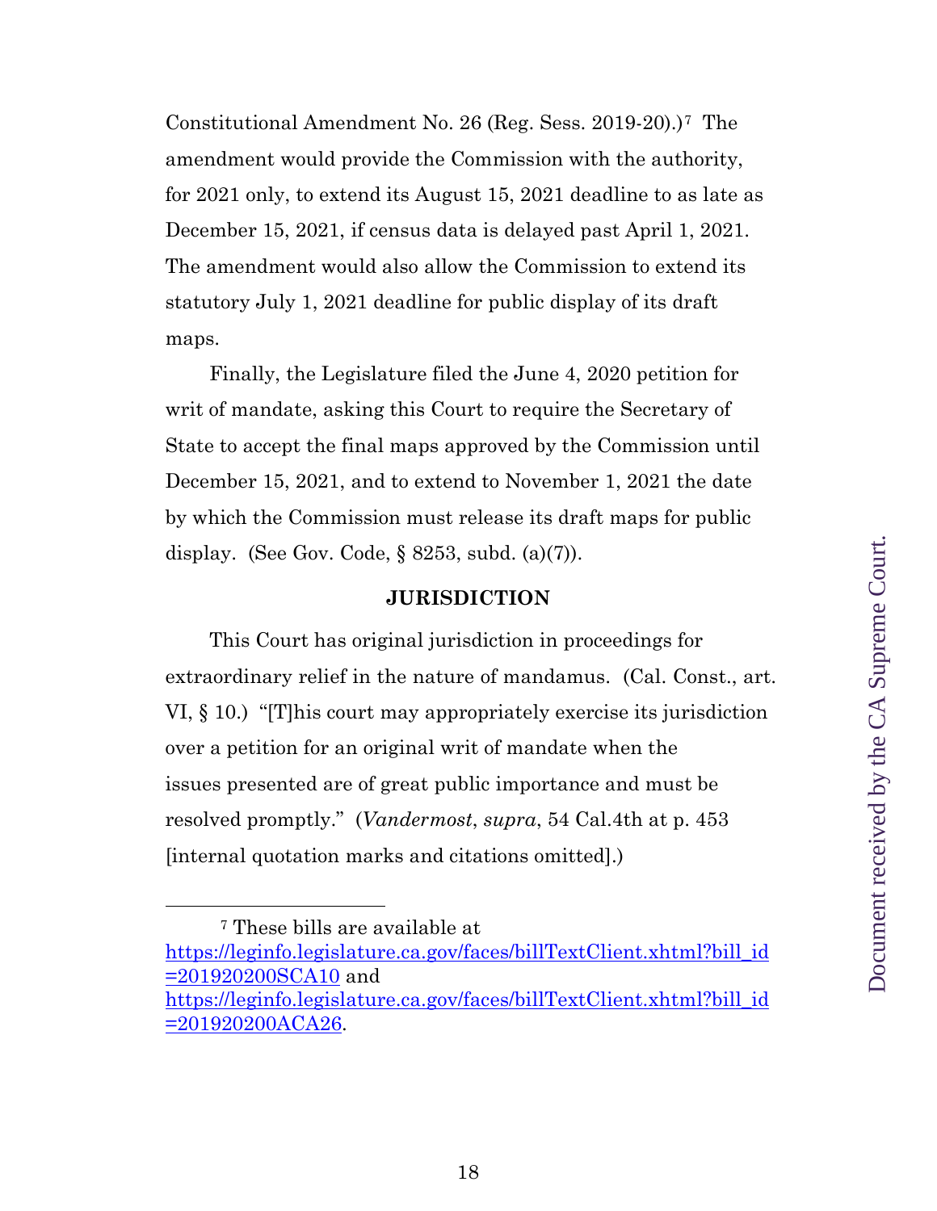Constitutional Amendment No. 26 (Reg. Sess. 2019-20).)[7] The amendment would provide the Commission with the authority, for 2021 only, to extend its August 15, 2021 deadline to as late as December 15, 2021, if census data is delayed past April 1, 2021. The amendment would also allow the Commission to extend its statutory July 1, 2021 deadline for public display of its draft maps.

Finally, the Legislature filed the June 4, 2020 petition for writ of mandate, asking this Court to require the Secretary of State to accept the final maps approved by the Commission until December 15, 2021, and to extend to November 1, 2021 the date by which the Commission must release its draft maps for public display. (See Gov. Code, § 8253, subd. (a)(7)).

## JURISDICTION

This Court has original jurisdiction in proceedings for extraordinary relief in the nature of mandamus. (Cal. Const., art. VI, § 10.) "[T]his court may appropriately exercise its jurisdiction over a petition for an original writ of mandate when the issues presented are of great public importance and must be resolved promptly." (*Vandermost*, *supra*, 54 Cal.4th at p. 453 [internal quotation marks and citations omitted].)

---

[7] These bills are available at https://leginfo.legislature.ca.gov/faces/billTextClient.xhtml?bill_id=201920200SCA10 and https://leginfo.legislature.ca.gov/faces/billTextClient.xhtml?bill_id=201920200ACA26.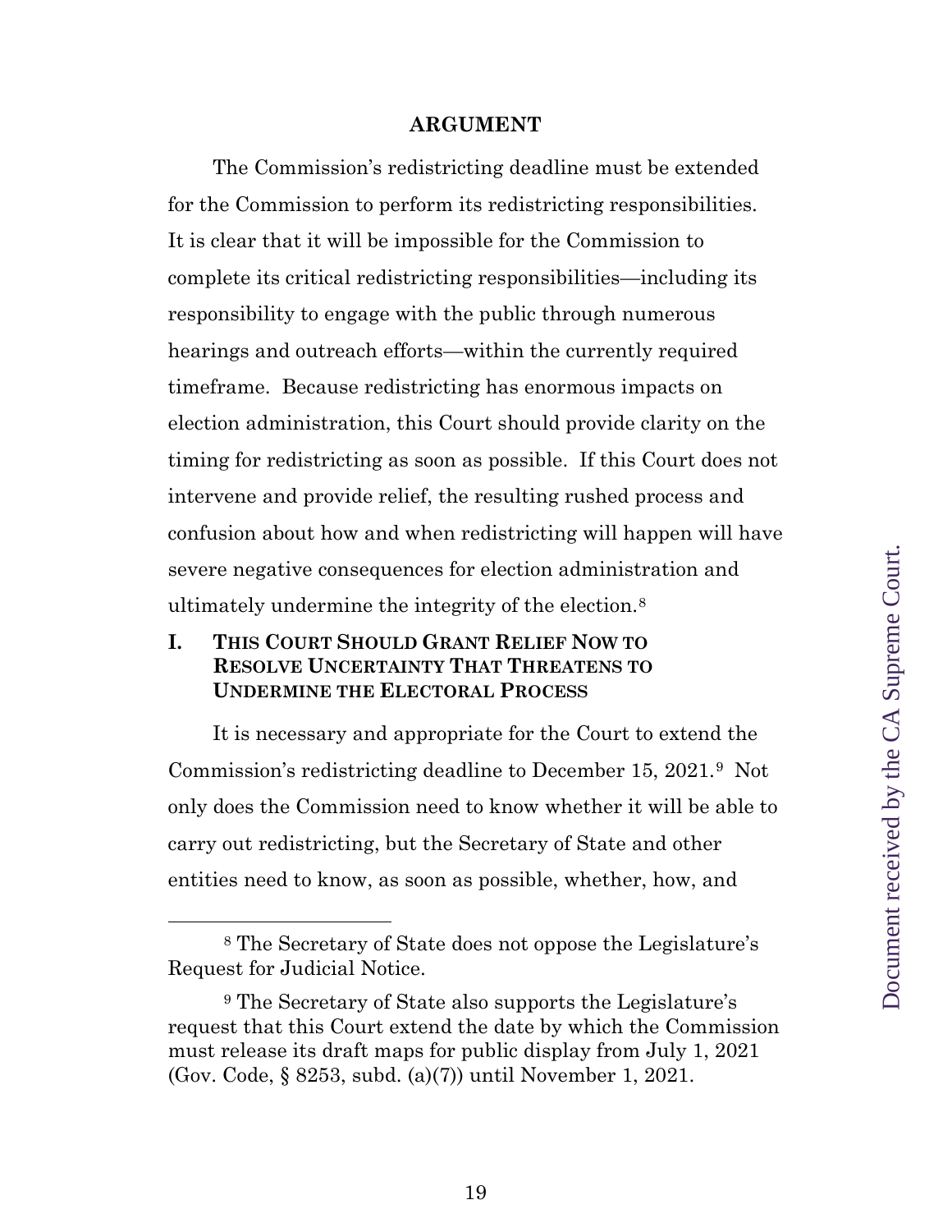## ARGUMENT

The Commission's redistricting deadline must be extended for the Commission to perform its redistricting responsibilities. It is clear that it will be impossible for the Commission to complete its critical redistricting responsibilities—including its responsibility to engage with the public through numerous hearings and outreach efforts—within the currently required timeframe. Because redistricting has enormous impacts on election administration, this Court should provide clarity on the timing for redistricting as soon as possible. If this Court does not intervene and provide relief, the resulting rushed process and confusion about how and when redistricting will happen will have severe negative consequences for election administration and ultimately undermine the integrity of the election.[8]

### I. THIS COURT SHOULD GRANT RELIEF NOW TO RESOLVE UNCERTAINTY THAT THREATENS TO UNDERMINE THE ELECTORAL PROCESS

It is necessary and appropriate for the Court to extend the Commission's redistricting deadline to December 15, 2021.[9] Not only does the Commission need to know whether it will be able to carry out redistricting, but the Secretary of State and other entities need to know, as soon as possible, whether, how, and

---

[8] The Secretary of State does not oppose the Legislature's Request for Judicial Notice.

[9] The Secretary of State also supports the Legislature's request that this Court extend the date by which the Commission must release its draft maps for public display from July 1, 2021 (Gov. Code, § 8253, subd. (a)(7)) until November 1, 2021.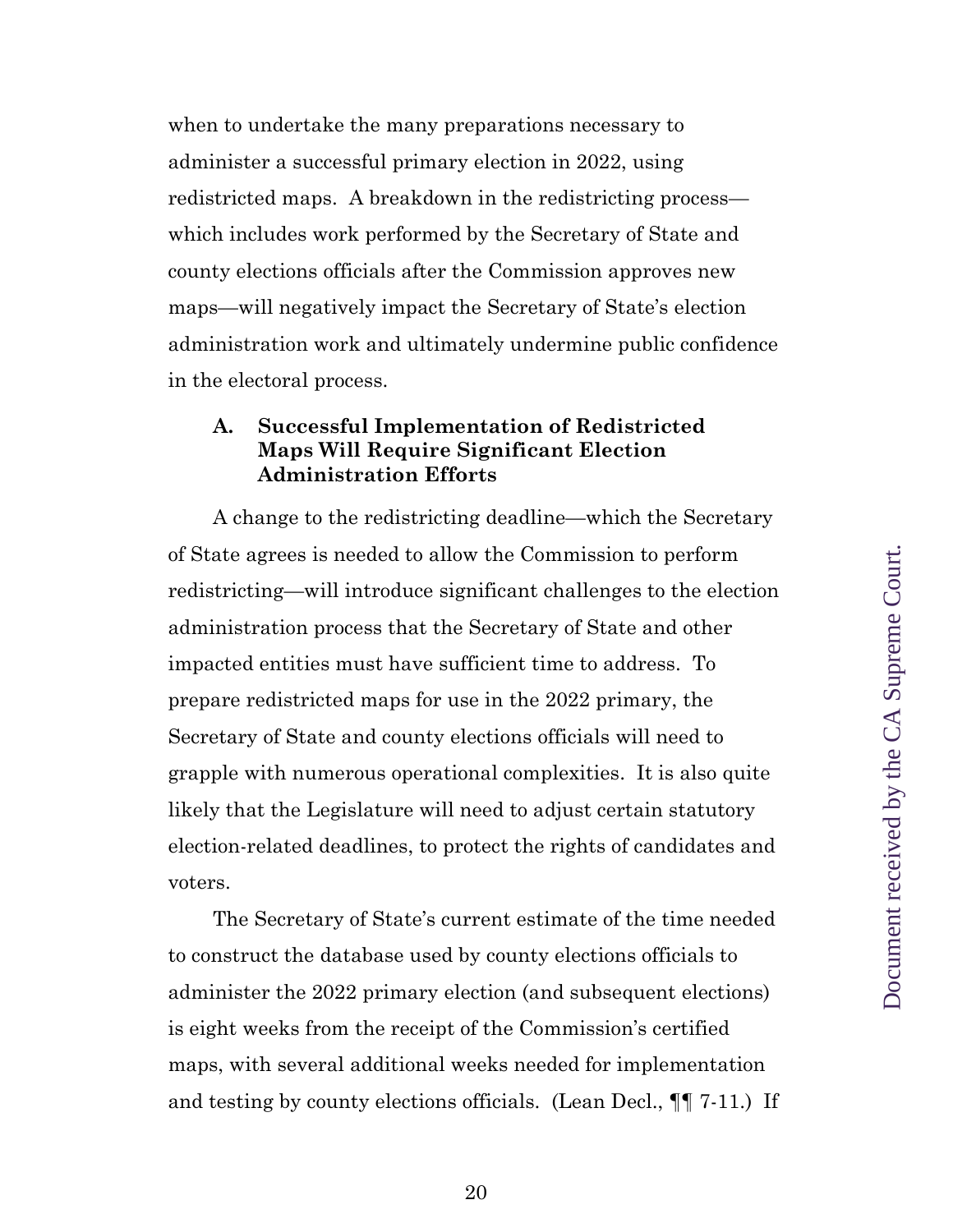when to undertake the many preparations necessary to administer a successful primary election in 2022, using redistricted maps. A breakdown in the redistricting process—which includes work performed by the Secretary of State and county elections officials after the Commission approves new maps—will negatively impact the Secretary of State's election administration work and ultimately undermine public confidence in the electoral process.

### A. Successful Implementation of Redistricted Maps Will Require Significant Election Administration Efforts

A change to the redistricting deadline—which the Secretary of State agrees is needed to allow the Commission to perform redistricting—will introduce significant challenges to the election administration process that the Secretary of State and other impacted entities must have sufficient time to address. To prepare redistricted maps for use in the 2022 primary, the Secretary of State and county elections officials will need to grapple with numerous operational complexities. It is also quite likely that the Legislature will need to adjust certain statutory election-related deadlines, to protect the rights of candidates and voters.

The Secretary of State's current estimate of the time needed to construct the database used by county elections officials to administer the 2022 primary election (and subsequent elections) is eight weeks from the receipt of the Commission's certified maps, with several additional weeks needed for implementation and testing by county elections officials. (Lean Decl., ¶¶ 7-11.) If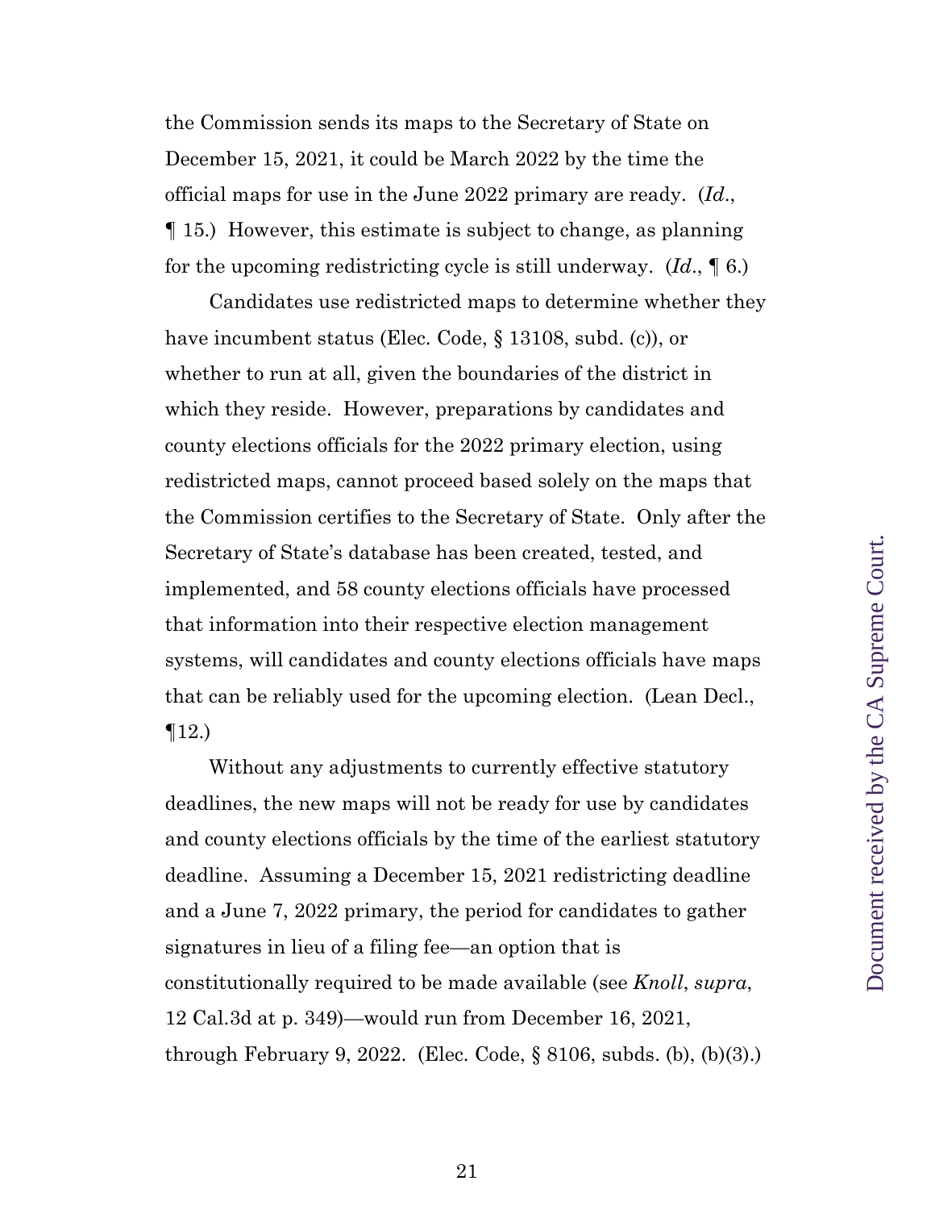the Commission sends its maps to the Secretary of State on December 15, 2021, it could be March 2022 by the time the official maps for use in the June 2022 primary are ready. (*Id.*, ¶ 15.) However, this estimate is subject to change, as planning for the upcoming redistricting cycle is still underway. (*Id.*, ¶ 6.)

Candidates use redistricted maps to determine whether they have incumbent status (Elec. Code, § 13108, subd. (c)), or whether to run at all, given the boundaries of the district in which they reside. However, preparations by candidates and county elections officials for the 2022 primary election, using redistricted maps, cannot proceed based solely on the maps that the Commission certifies to the Secretary of State. Only after the Secretary of State's database has been created, tested, and implemented, and 58 county elections officials have processed that information into their respective election management systems, will candidates and county elections officials have maps that can be reliably used for the upcoming election. (Lean Decl., ¶12.)

Without any adjustments to currently effective statutory deadlines, the new maps will not be ready for use by candidates and county elections officials by the time of the earliest statutory deadline. Assuming a December 15, 2021 redistricting deadline and a June 7, 2022 primary, the period for candidates to gather signatures in lieu of a filing fee—an option that is constitutionally required to be made available (see *Knoll*, *supra*, 12 Cal.3d at p. 349)—would run from December 16, 2021, through February 9, 2022. (Elec. Code, § 8106, subds. (b), (b)(3).)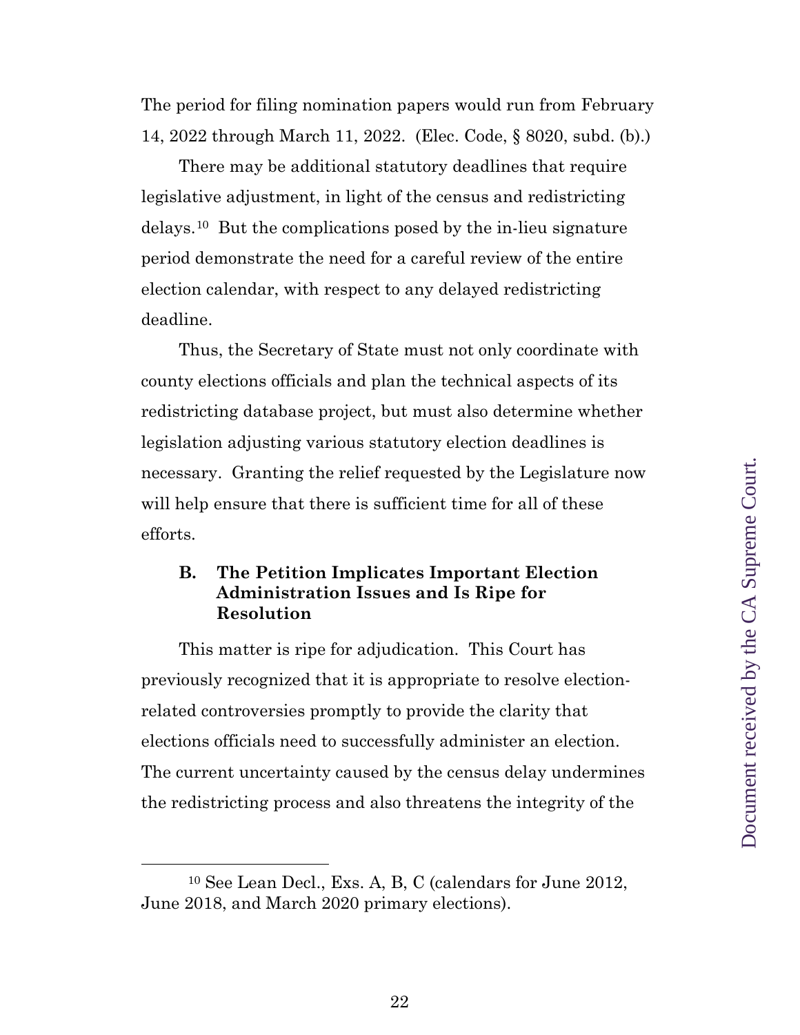The period for filing nomination papers would run from February 14, 2022 through March 11, 2022. (Elec. Code, § 8020, subd. (b).)

There may be additional statutory deadlines that require legislative adjustment, in light of the census and redistricting delays.[10] But the complications posed by the in-lieu signature period demonstrate the need for a careful review of the entire election calendar, with respect to any delayed redistricting deadline.

Thus, the Secretary of State must not only coordinate with county elections officials and plan the technical aspects of its redistricting database project, but must also determine whether legislation adjusting various statutory election deadlines is necessary. Granting the relief requested by the Legislature now will help ensure that there is sufficient time for all of these efforts.

### B. The Petition Implicates Important Election Administration Issues and Is Ripe for Resolution

This matter is ripe for adjudication. This Court has previously recognized that it is appropriate to resolve election-related controversies promptly to provide the clarity that elections officials need to successfully administer an election. The current uncertainty caused by the census delay undermines the redistricting process and also threatens the integrity of the

---

[10] See Lean Decl., Exs. A, B, C (calendars for June 2012, June 2018, and March 2020 primary elections).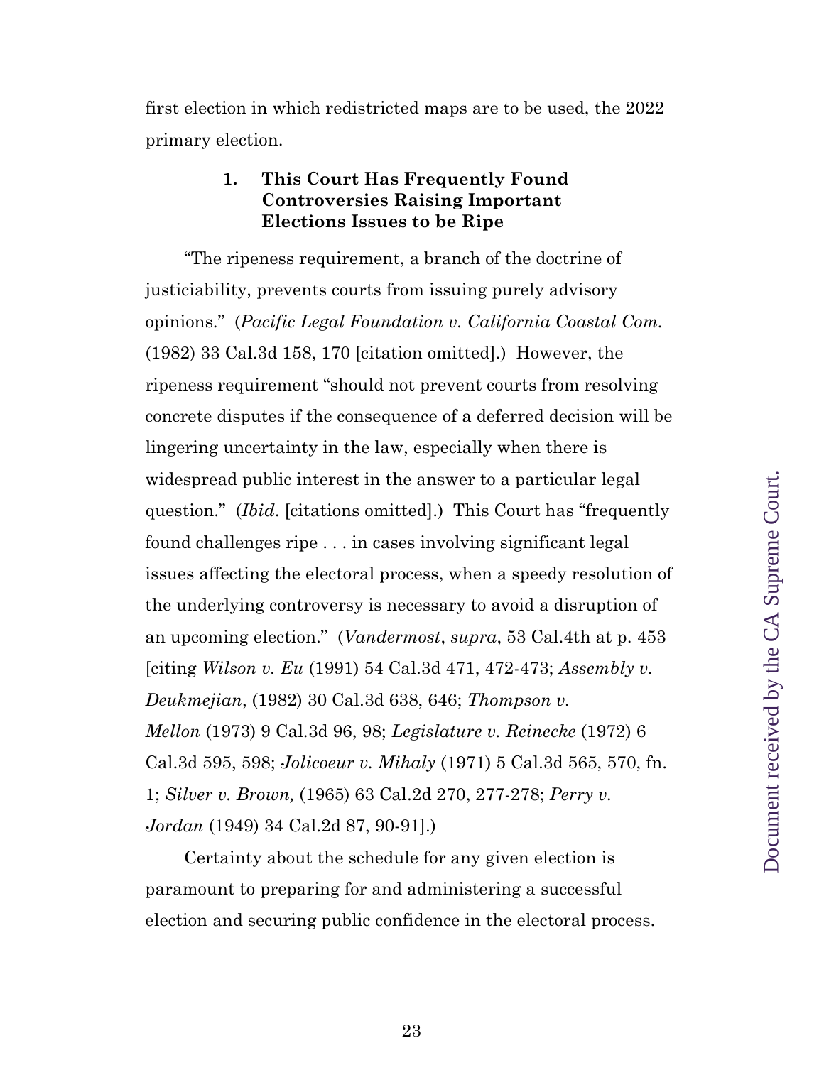first election in which redistricted maps are to be used, the 2022 primary election.

### 1. This Court Has Frequently Found Controversies Raising Important Elections Issues to be Ripe

"The ripeness requirement, a branch of the doctrine of justiciability, prevents courts from issuing purely advisory opinions." (*Pacific Legal Foundation v. California Coastal Com.* (1982) 33 Cal.3d 158, 170 [citation omitted].) However, the ripeness requirement "should not prevent courts from resolving concrete disputes if the consequence of a deferred decision will be lingering uncertainty in the law, especially when there is widespread public interest in the answer to a particular legal question." (*Ibid*. [citations omitted].) This Court has "frequently found challenges ripe . . . in cases involving significant legal issues affecting the electoral process, when a speedy resolution of the underlying controversy is necessary to avoid a disruption of an upcoming election." (*Vandermost*, *supra*, 53 Cal.4th at p. 453 [citing *Wilson v. Eu* (1991) 54 Cal.3d 471, 472-473; *Assembly v. Deukmejian*, (1982) 30 Cal.3d 638, 646; *Thompson v. Mellon* (1973) 9 Cal.3d 96, 98; *Legislature v. Reinecke* (1972) 6 Cal.3d 595, 598; *Jolicoeur v. Mihaly* (1971) 5 Cal.3d 565, 570, fn. 1; *Silver v. Brown,* (1965) 63 Cal.2d 270, 277-278; *Perry v. Jordan* (1949) 34 Cal.2d 87, 90-91].)

Certainty about the schedule for any given election is paramount to preparing for and administering a successful election and securing public confidence in the electoral process.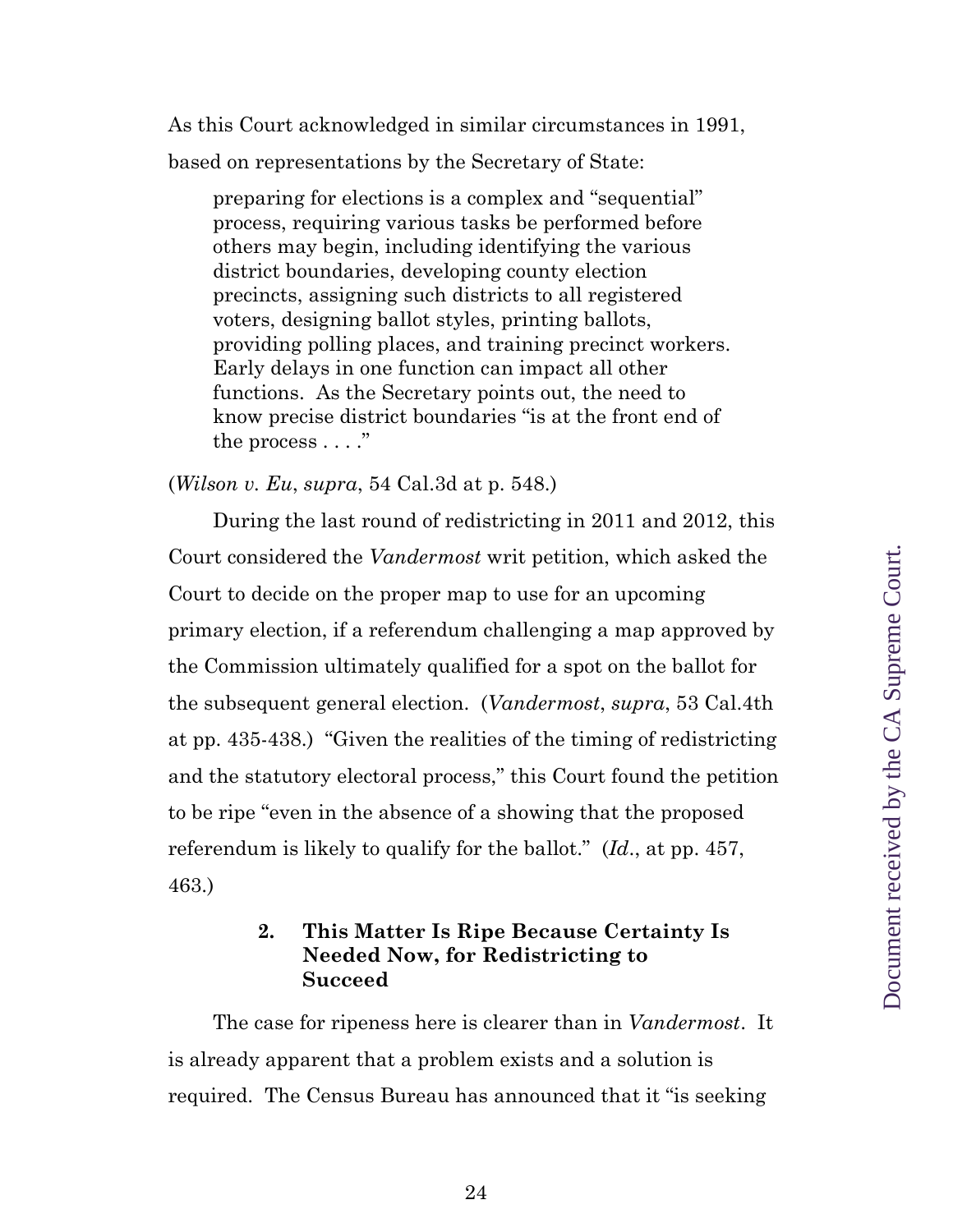As this Court acknowledged in similar circumstances in 1991, based on representations by the Secretary of State:

> preparing for elections is a complex and "sequential" process, requiring various tasks be performed before others may begin, including identifying the various district boundaries, developing county election precincts, assigning such districts to all registered voters, designing ballot styles, printing ballots, providing polling places, and training precinct workers. Early delays in one function can impact all other functions. As the Secretary points out, the need to know precise district boundaries "is at the front end of the process . . . ."

(*Wilson v. Eu*, *supra*, 54 Cal.3d at p. 548.)

During the last round of redistricting in 2011 and 2012, this Court considered the *Vandermost* writ petition, which asked the Court to decide on the proper map to use for an upcoming primary election, if a referendum challenging a map approved by the Commission ultimately qualified for a spot on the ballot for the subsequent general election. (*Vandermost*, *supra*, 53 Cal.4th at pp. 435-438.) "Given the realities of the timing of redistricting and the statutory electoral process," this Court found the petition to be ripe "even in the absence of a showing that the proposed referendum is likely to qualify for the ballot." (*Id*., at pp. 457, 463.)

### 2. This Matter Is Ripe Because Certainty Is Needed Now, for Redistricting to Succeed

The case for ripeness here is clearer than in *Vandermost*. It is already apparent that a problem exists and a solution is required. The Census Bureau has announced that it "is seeking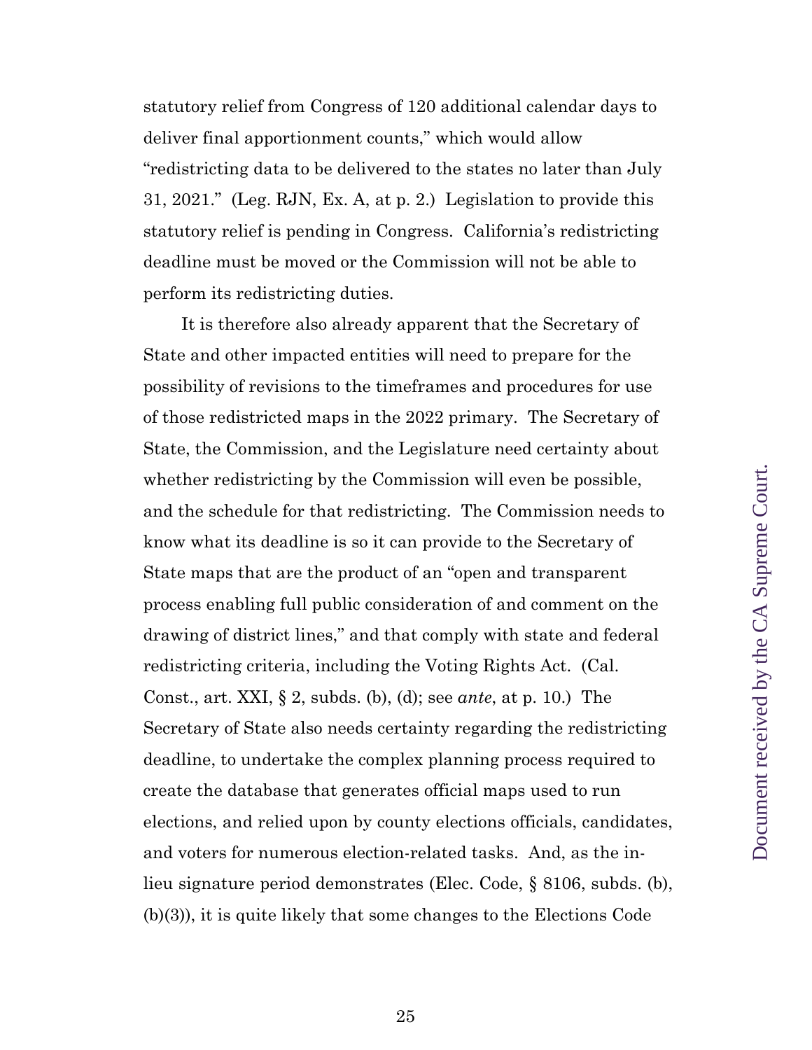statutory relief from Congress of 120 additional calendar days to deliver final apportionment counts," which would allow "redistricting data to be delivered to the states no later than July 31, 2021." (Leg. RJN, Ex. A, at p. 2.) Legislation to provide this statutory relief is pending in Congress. California's redistricting deadline must be moved or the Commission will not be able to perform its redistricting duties.

It is therefore also already apparent that the Secretary of State and other impacted entities will need to prepare for the possibility of revisions to the timeframes and procedures for use of those redistricted maps in the 2022 primary. The Secretary of State, the Commission, and the Legislature need certainty about whether redistricting by the Commission will even be possible, and the schedule for that redistricting. The Commission needs to know what its deadline is so it can provide to the Secretary of State maps that are the product of an "open and transparent process enabling full public consideration of and comment on the drawing of district lines," and that comply with state and federal redistricting criteria, including the Voting Rights Act. (Cal. Const., art. XXI, § 2, subds. (b), (d); see *ante*, at p. 10.) The Secretary of State also needs certainty regarding the redistricting deadline, to undertake the complex planning process required to create the database that generates official maps used to run elections, and relied upon by county elections officials, candidates, and voters for numerous election-related tasks. And, as the in-lieu signature period demonstrates (Elec. Code, § 8106, subds. (b), (b)(3)), it is quite likely that some changes to the Elections Code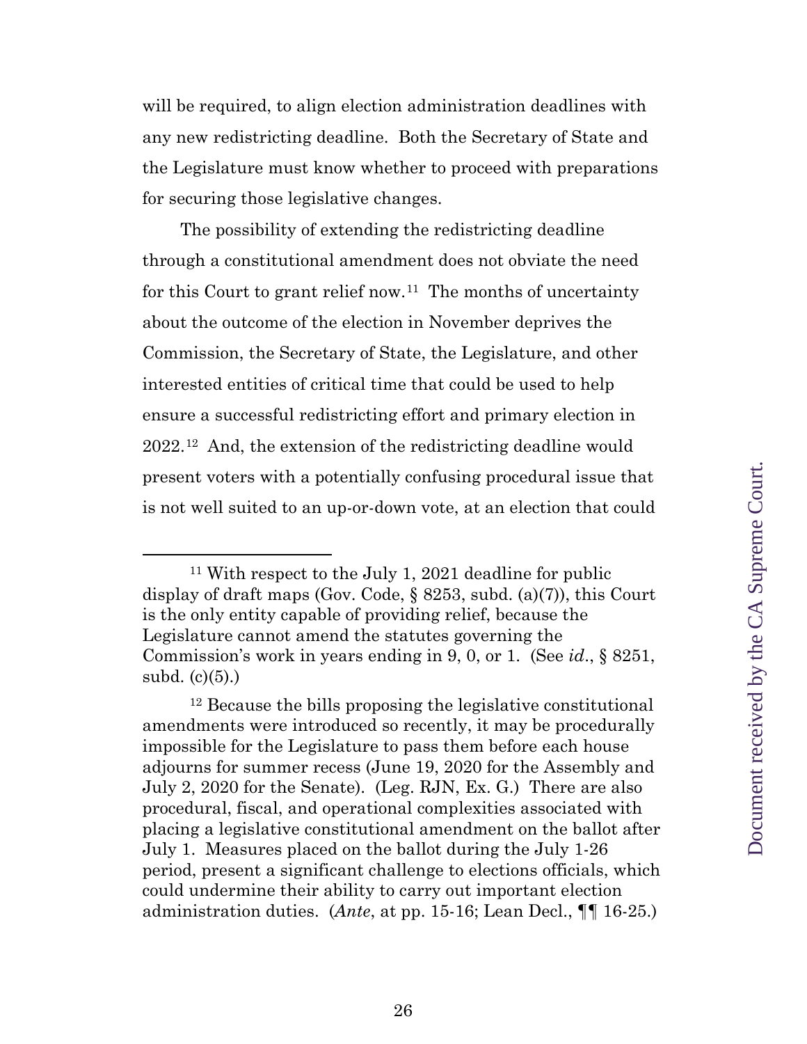will be required, to align election administration deadlines with any new redistricting deadline. Both the Secretary of State and the Legislature must know whether to proceed with preparations for securing those legislative changes.

The possibility of extending the redistricting deadline through a constitutional amendment does not obviate the need for this Court to grant relief now.[11] The months of uncertainty about the outcome of the election in November deprives the Commission, the Secretary of State, the Legislature, and other interested entities of critical time that could be used to help ensure a successful redistricting effort and primary election in 2022.[12] And, the extension of the redistricting deadline would present voters with a potentially confusing procedural issue that is not well suited to an up-or-down vote, at an election that could

---

[11] With respect to the July 1, 2021 deadline for public display of draft maps (Gov. Code, § 8253, subd. (a)(7)), this Court is the only entity capable of providing relief, because the Legislature cannot amend the statutes governing the Commission's work in years ending in 9, 0, or 1. (See *id*., § 8251, subd. (c)(5).)

[12] Because the bills proposing the legislative constitutional amendments were introduced so recently, it may be procedurally impossible for the Legislature to pass them before each house adjourns for summer recess (June 19, 2020 for the Assembly and July 2, 2020 for the Senate). (Leg. RJN, Ex. G.) There are also procedural, fiscal, and operational complexities associated with placing a legislative constitutional amendment on the ballot after July 1. Measures placed on the ballot during the July 1-26 period, present a significant challenge to elections officials, which could undermine their ability to carry out important election administration duties. (*Ante*, at pp. 15-16; Lean Decl., ¶¶ 16-25.)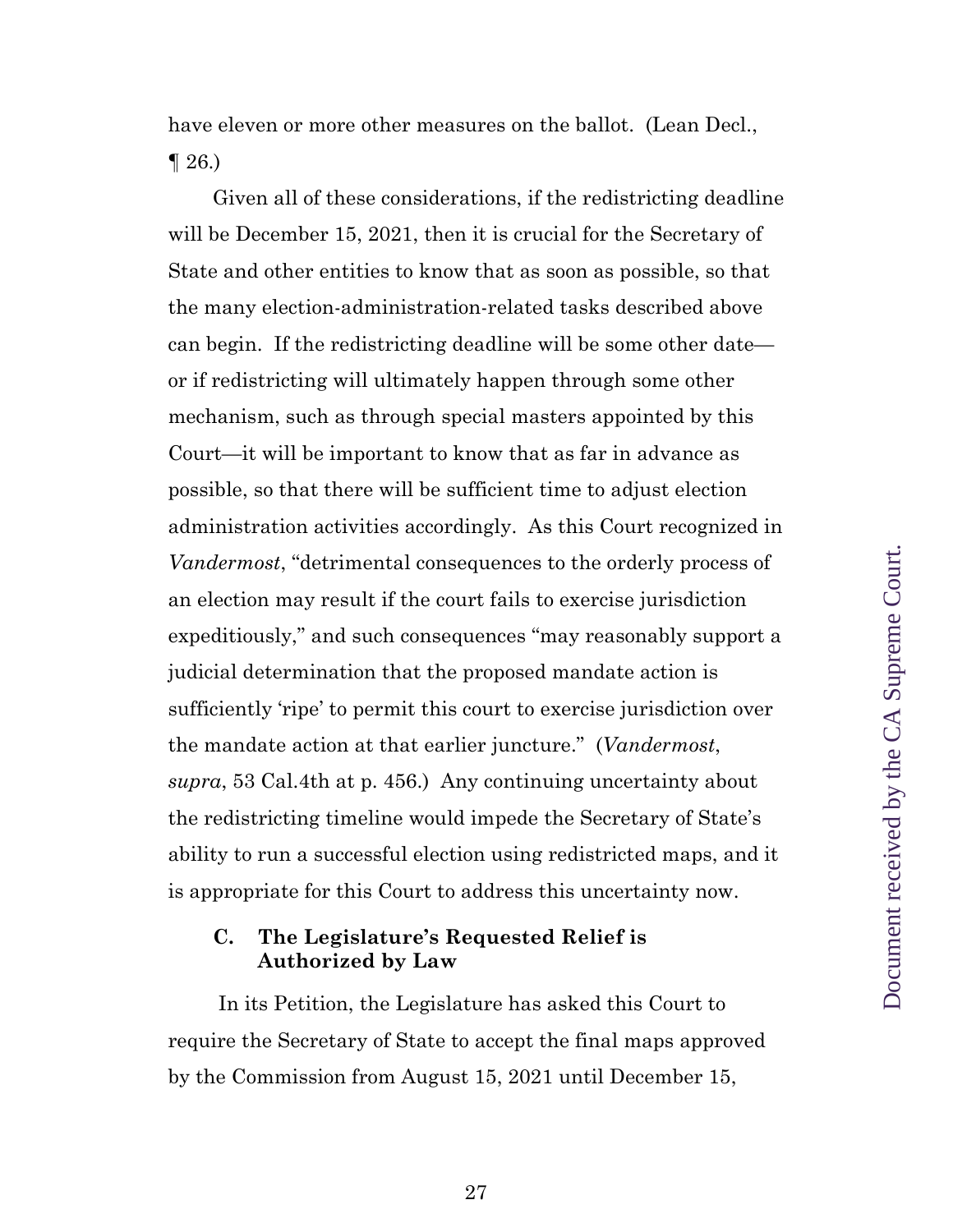have eleven or more other measures on the ballot. (Lean Decl., ¶ 26.)

Given all of these considerations, if the redistricting deadline will be December 15, 2021, then it is crucial for the Secretary of State and other entities to know that as soon as possible, so that the many election-administration-related tasks described above can begin. If the redistricting deadline will be some other date—or if redistricting will ultimately happen through some other mechanism, such as through special masters appointed by this Court—it will be important to know that as far in advance as possible, so that there will be sufficient time to adjust election administration activities accordingly. As this Court recognized in *Vandermost*, "detrimental consequences to the orderly process of an election may result if the court fails to exercise jurisdiction expeditiously," and such consequences "may reasonably support a judicial determination that the proposed mandate action is sufficiently 'ripe' to permit this court to exercise jurisdiction over the mandate action at that earlier juncture." (*Vandermost*, *supra*, 53 Cal.4th at p. 456.) Any continuing uncertainty about the redistricting timeline would impede the Secretary of State's ability to run a successful election using redistricted maps, and it is appropriate for this Court to address this uncertainty now.

### C. The Legislature's Requested Relief is Authorized by Law

In its Petition, the Legislature has asked this Court to require the Secretary of State to accept the final maps approved by the Commission from August 15, 2021 until December 15,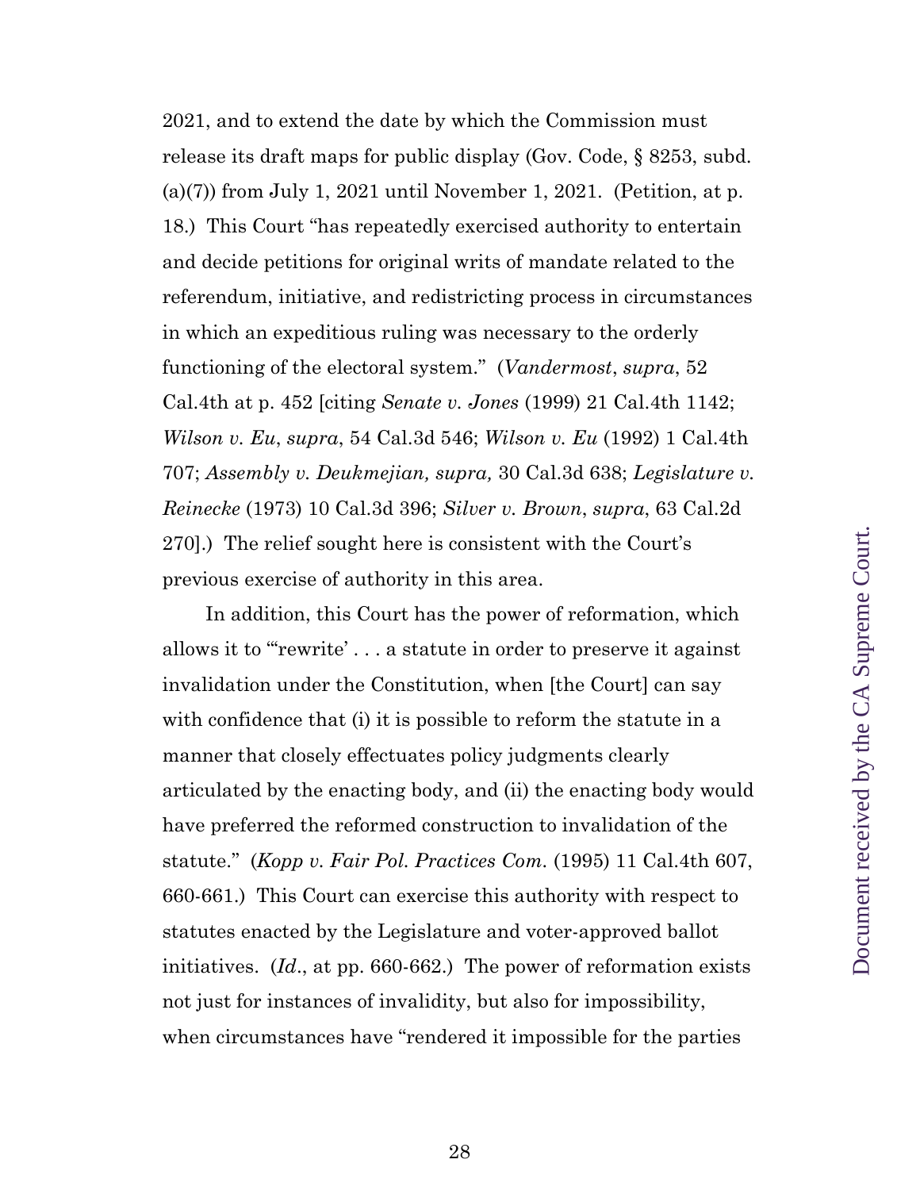2021, and to extend the date by which the Commission must release its draft maps for public display (Gov. Code, § 8253, subd. (a)(7)) from July 1, 2021 until November 1, 2021. (Petition, at p. 18.) This Court "has repeatedly exercised authority to entertain and decide petitions for original writs of mandate related to the referendum, initiative, and redistricting process in circumstances in which an expeditious ruling was necessary to the orderly functioning of the electoral system." (*Vandermost*, *supra*, 52 Cal.4th at p. 452 [citing *Senate v. Jones* (1999) 21 Cal.4th 1142; *Wilson v. Eu*, *supra*, 54 Cal.3d 546; *Wilson v. Eu* (1992) 1 Cal.4th 707; *Assembly v. Deukmejian, supra,* 30 Cal.3d 638; *Legislature v. Reinecke* (1973) 10 Cal.3d 396; *Silver v. Brown*, *supra*, 63 Cal.2d 270].) The relief sought here is consistent with the Court's previous exercise of authority in this area.

In addition, this Court has the power of reformation, which allows it to "'rewrite' . . . a statute in order to preserve it against invalidation under the Constitution, when [the Court] can say with confidence that (i) it is possible to reform the statute in a manner that closely effectuates policy judgments clearly articulated by the enacting body, and (ii) the enacting body would have preferred the reformed construction to invalidation of the statute." (*Kopp v. Fair Pol. Practices Com.* (1995) 11 Cal.4th 607, 660-661.) This Court can exercise this authority with respect to statutes enacted by the Legislature and voter-approved ballot initiatives. (*Id*., at pp. 660-662.) The power of reformation exists not just for instances of invalidity, but also for impossibility, when circumstances have "rendered it impossible for the parties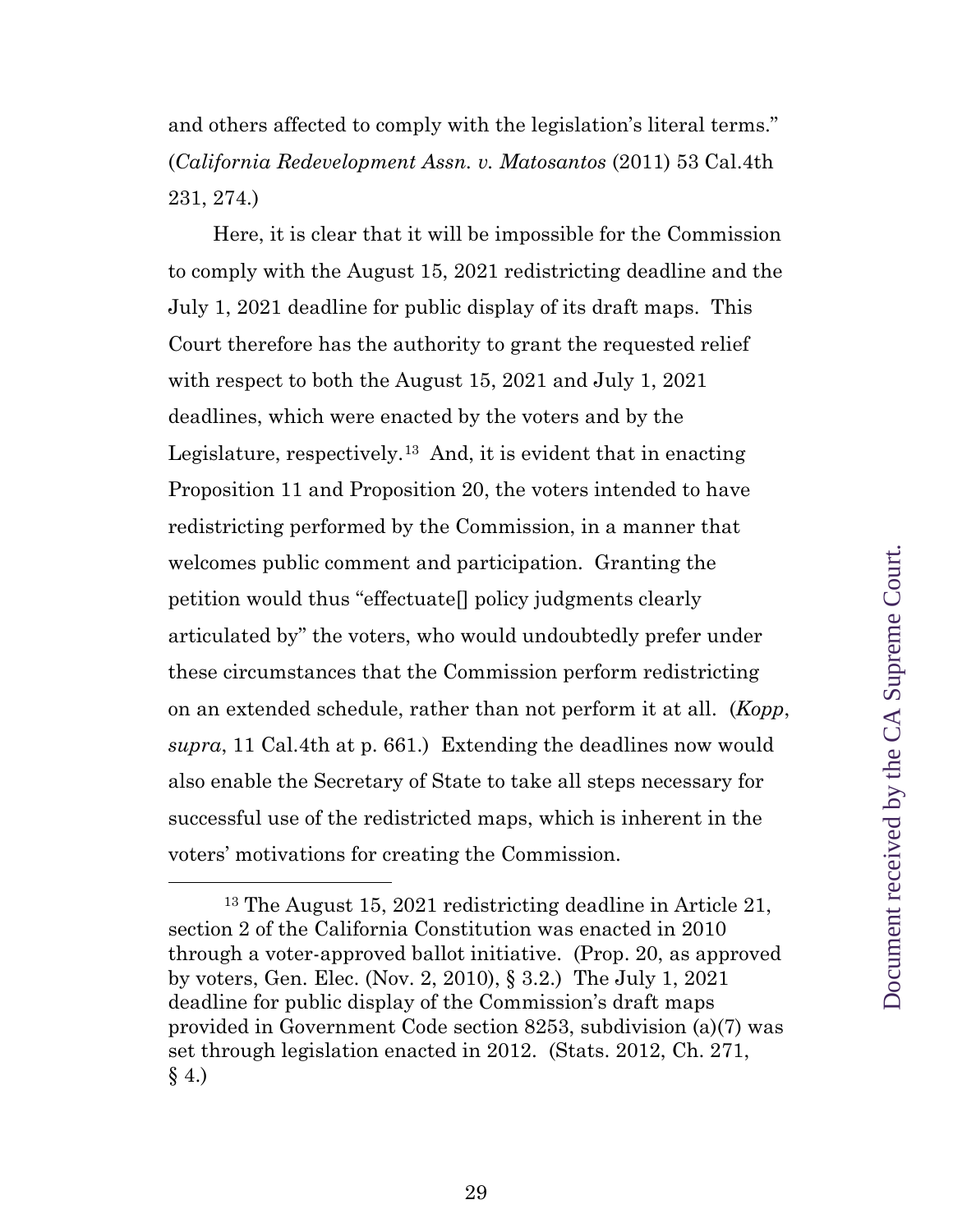and others affected to comply with the legislation's literal terms." (*California Redevelopment Assn. v. Matosantos* (2011) 53 Cal.4th 231, 274.)

Here, it is clear that it will be impossible for the Commission to comply with the August 15, 2021 redistricting deadline and the July 1, 2021 deadline for public display of its draft maps. This Court therefore has the authority to grant the requested relief with respect to both the August 15, 2021 and July 1, 2021 deadlines, which were enacted by the voters and by the Legislature, respectively.[13] And, it is evident that in enacting Proposition 11 and Proposition 20, the voters intended to have redistricting performed by the Commission, in a manner that welcomes public comment and participation. Granting the petition would thus "effectuate[] policy judgments clearly articulated by" the voters, who would undoubtedly prefer under these circumstances that the Commission perform redistricting on an extended schedule, rather than not perform it at all. (*Kopp*, *supra*, 11 Cal.4th at p. 661.) Extending the deadlines now would also enable the Secretary of State to take all steps necessary for successful use of the redistricted maps, which is inherent in the voters' motivations for creating the Commission.

[13] The August 15, 2021 redistricting deadline in Article 21, section 2 of the California Constitution was enacted in 2010 through a voter-approved ballot initiative. (Prop. 20, as approved by voters, Gen. Elec. (Nov. 2, 2010), § 3.2.) The July 1, 2021 deadline for public display of the Commission's draft maps provided in Government Code section 8253, subdivision (a)(7) was set through legislation enacted in 2012. (Stats. 2012, Ch. 271, § 4.)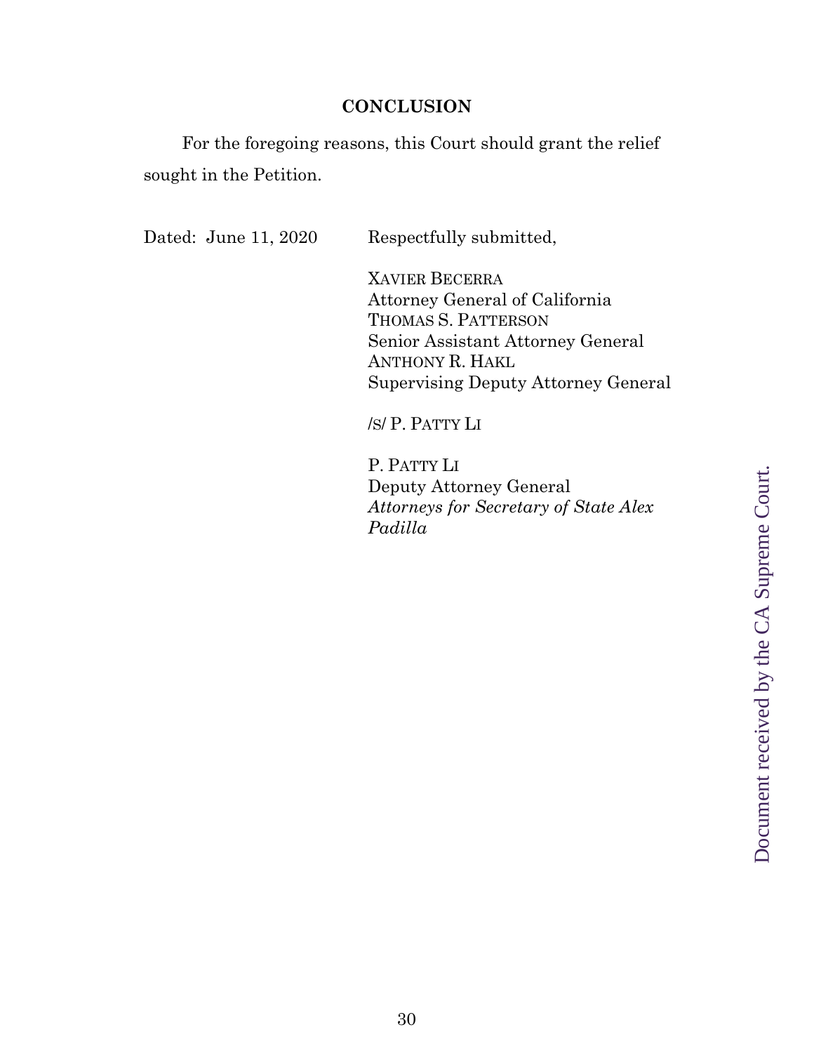## CONCLUSION

For the foregoing reasons, this Court should grant the relief sought in the Petition.

Dated: June 11, 2020

Respectfully submitted,

XAVIER BECERRA
Attorney General of California
THOMAS S. PATTERSON
Senior Assistant Attorney General
ANTHONY R. HAKL
Supervising Deputy Attorney General

/S/ P. PATTY LI

P. PATTY LI
Deputy Attorney General
*Attorneys for Secretary of State Alex Padilla*

Document received by the CA Supreme Court.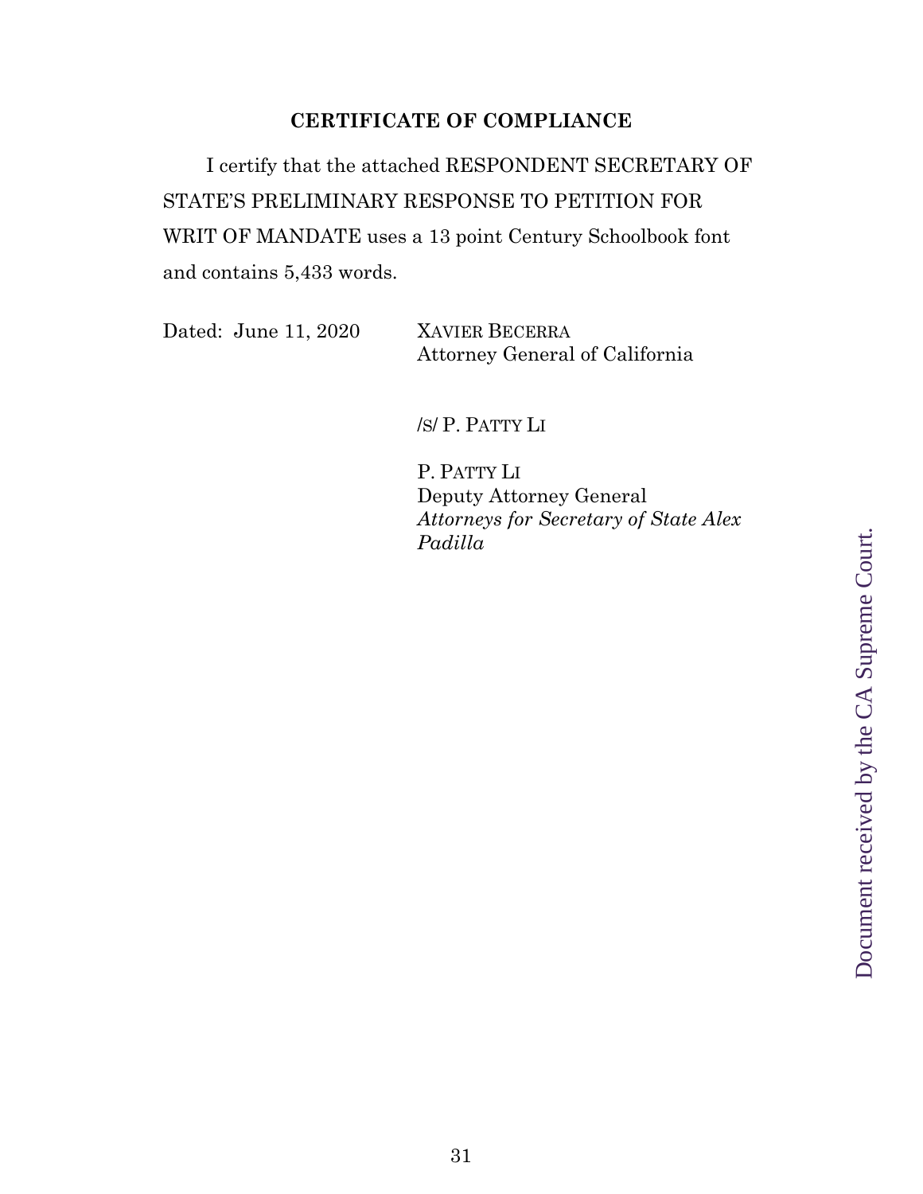**CERTIFICATE OF COMPLIANCE**

I certify that the attached RESPONDENT SECRETARY OF STATE'S PRELIMINARY RESPONSE TO PETITION FOR WRIT OF MANDATE uses a 13 point Century Schoolbook font and contains 5,433 words.

Dated: June 11, 2020

XAVIER BECERRA
Attorney General of California

/S/ P. PATTY LI

P. PATTY LI
Deputy Attorney General
*Attorneys for Secretary of State Alex Padilla*

Document received by the CA Supreme Court.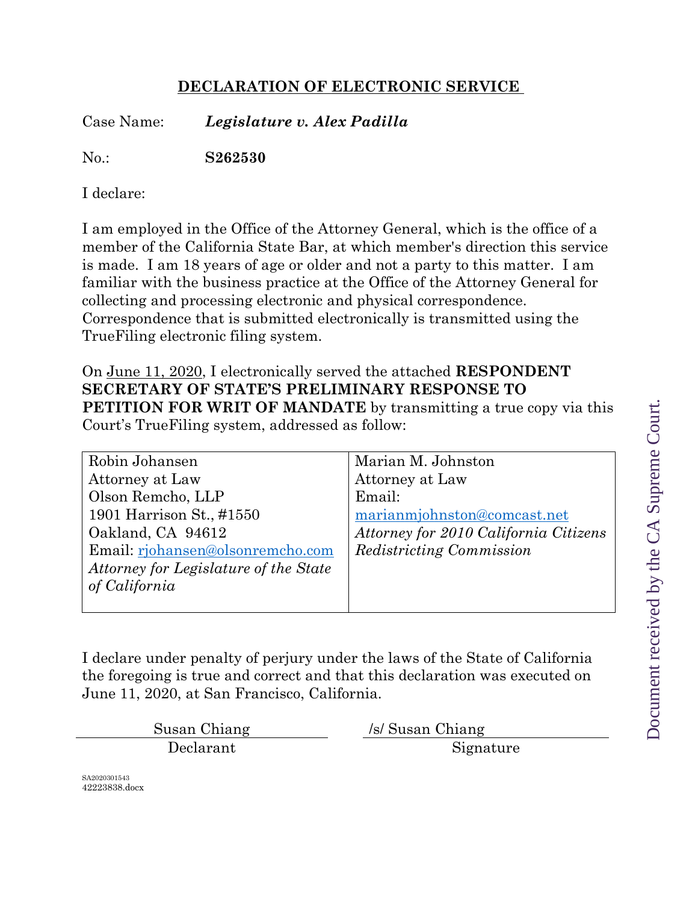## DECLARATION OF ELECTRONIC SERVICE

Case Name: ***Legislature v. Alex Padilla***

No.: **S262530**

I declare:

I am employed in the Office of the Attorney General, which is the office of a member of the California State Bar, at which member's direction this service is made. I am 18 years of age or older and not a party to this matter. I am familiar with the business practice at the Office of the Attorney General for collecting and processing electronic and physical correspondence. Correspondence that is submitted electronically is transmitted using the TrueFiling electronic filing system.

On June 11, 2020, I electronically served the attached **RESPONDENT SECRETARY OF STATE'S PRELIMINARY RESPONSE TO PETITION FOR WRIT OF MANDATE** by transmitting a true copy via this Court's TrueFiling system, addressed as follow:

| | |
|---|---|
| Robin Johansen<br>Attorney at Law<br>Olson Remcho, LLP<br>1901 Harrison St., #1550<br>Oakland, CA 94612<br>Email: rjohansen@olsonremcho.com<br>*Attorney for Legislature of the State of California* | Marian M. Johnston<br>Attorney at Law<br>Email:<br>marianmjohnston@comcast.net<br>*Attorney for 2010 California Citizens Redistricting Commission* |

I declare under penalty of perjury under the laws of the State of California the foregoing is true and correct and that this declaration was executed on June 11, 2020, at San Francisco, California.

| | |
|---|---|
| Susan Chiang | /s/ Susan Chiang |
| Declarant | Signature |

SA2020301543
42223838.docx

Document received by the CA Supreme Court.